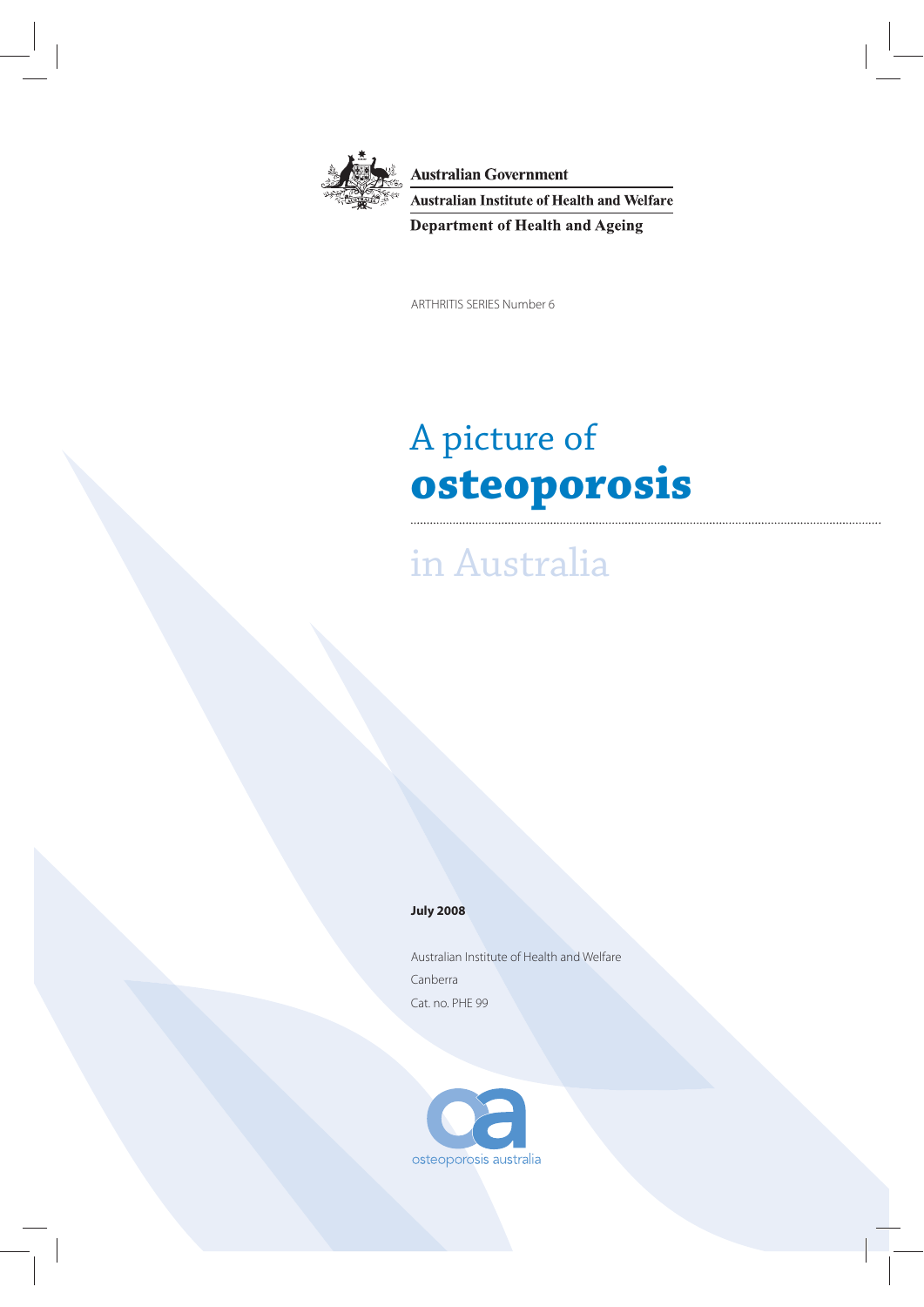Australian Government

Australian Institute of Health and Welfare

Department of Health and Ageing

ARTHRITIS SERIES Number 6

# A picture of **osteoporosis** in Australia

**July 2008**

Australian Institute of Health and Welfare

Canberra

Cat. no. PHE 99

osteoporosis australia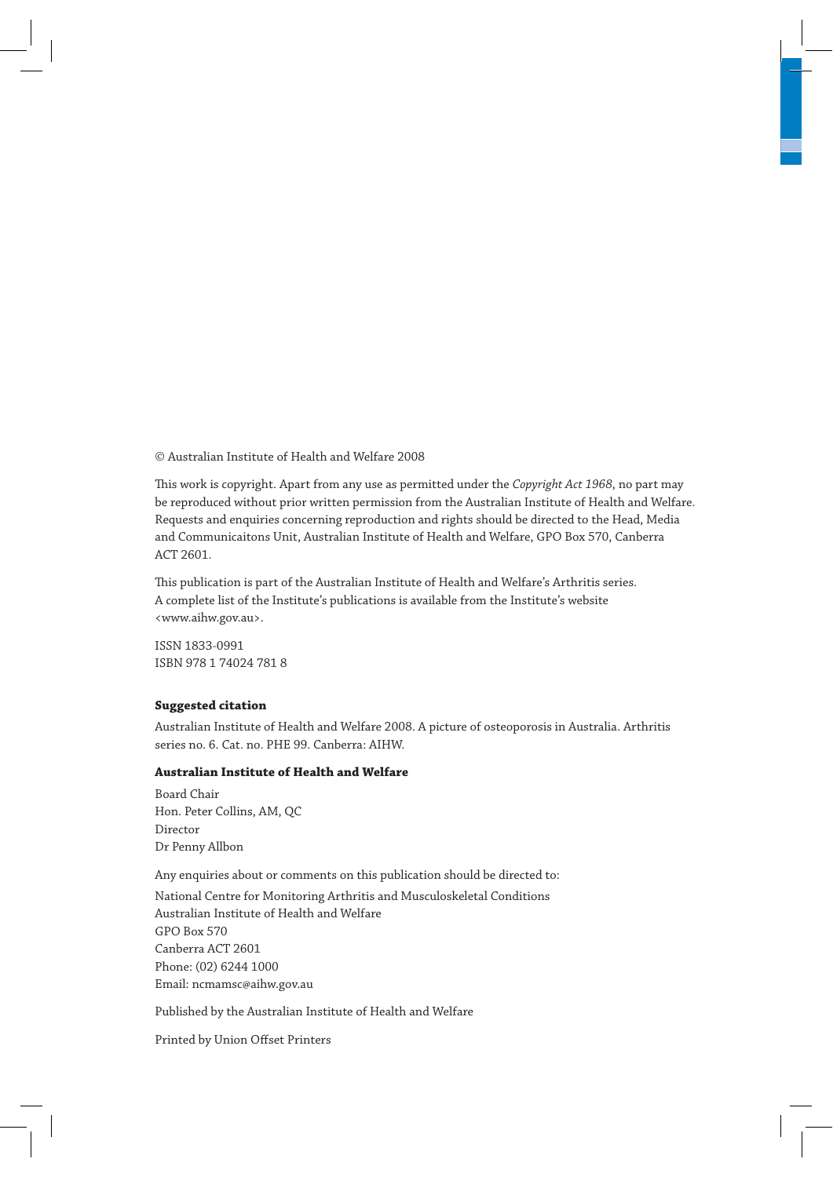© Australian Institute of Health and Welfare 2008

This work is copyright. Apart from any use as permitted under the *Copyright Act 1968*, no part may be reproduced without prior written permission from the Australian Institute of Health and Welfare. Requests and enquiries concerning reproduction and rights should be directed to the Head, Media and Communicaitons Unit, Australian Institute of Health and Welfare, GPO Box 570, Canberra ACT 2601.

This publication is part of the Australian Institute of Health and Welfare's Arthritis series. A complete list of the Institute's publications is available from the Institute's website <www.aihw.gov.au>.

ISSN 1833-0991
ISBN 978 1 74024 781 8

**Suggested citation**

Australian Institute of Health and Welfare 2008. A picture of osteoporosis in Australia. Arthritis series no. 6. Cat. no. PHE 99. Canberra: AIHW.

**Australian Institute of Health and Welfare**

Board Chair
Hon. Peter Collins, AM, QC
Director
Dr Penny Allbon

Any enquiries about or comments on this publication should be directed to:

National Centre for Monitoring Arthritis and Musculoskeletal Conditions
Australian Institute of Health and Welfare
GPO Box 570
Canberra ACT 2601
Phone: (02) 6244 1000
Email: ncmamsc@aihw.gov.au

Published by the Australian Institute of Health and Welfare

Printed by Union Offset Printers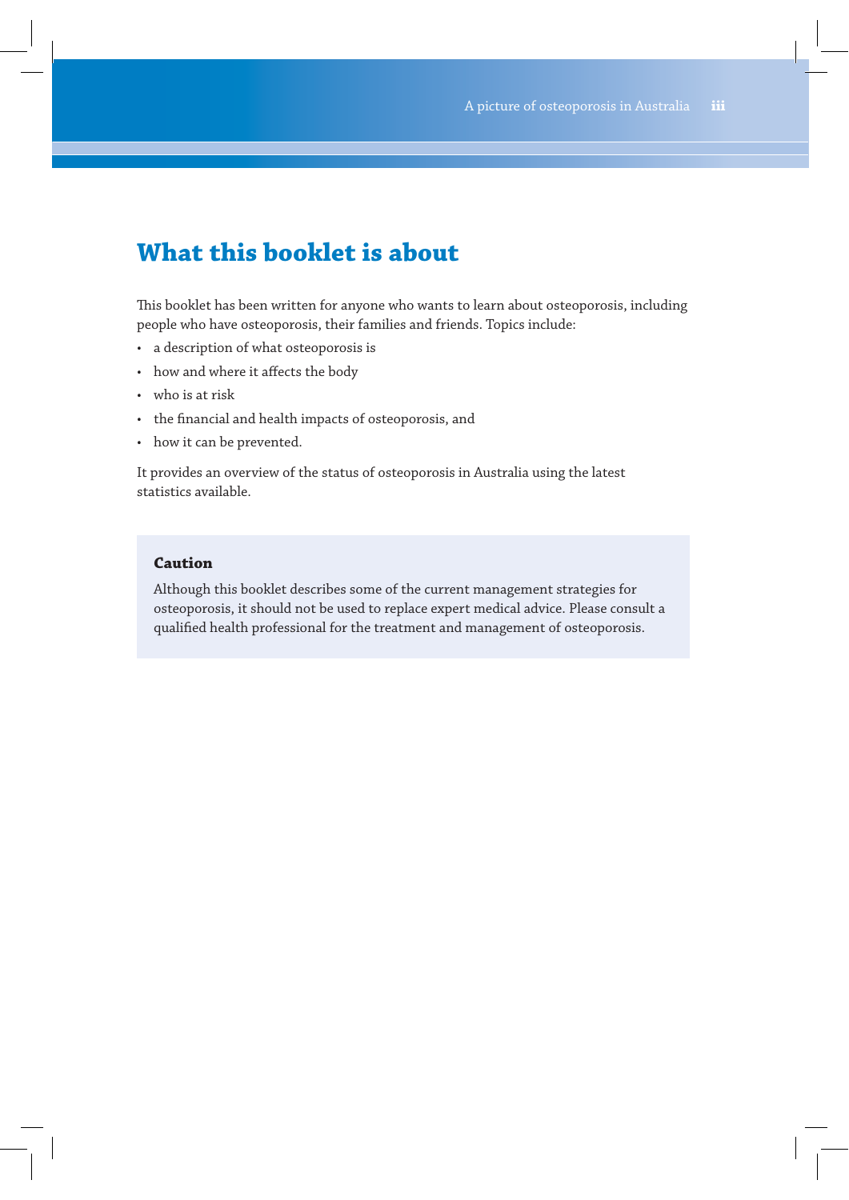# What this booklet is about

This booklet has been written for anyone who wants to learn about osteoporosis, including people who have osteoporosis, their families and friends. Topics include:

- a description of what osteoporosis is
- how and where it affects the body
- who is at risk
- the financial and health impacts of osteoporosis, and
- how it can be prevented.

It provides an overview of the status of osteoporosis in Australia using the latest statistics available.

**Caution**

Although this booklet describes some of the current management strategies for osteoporosis, it should not be used to replace expert medical advice. Please consult a qualified health professional for the treatment and management of osteoporosis.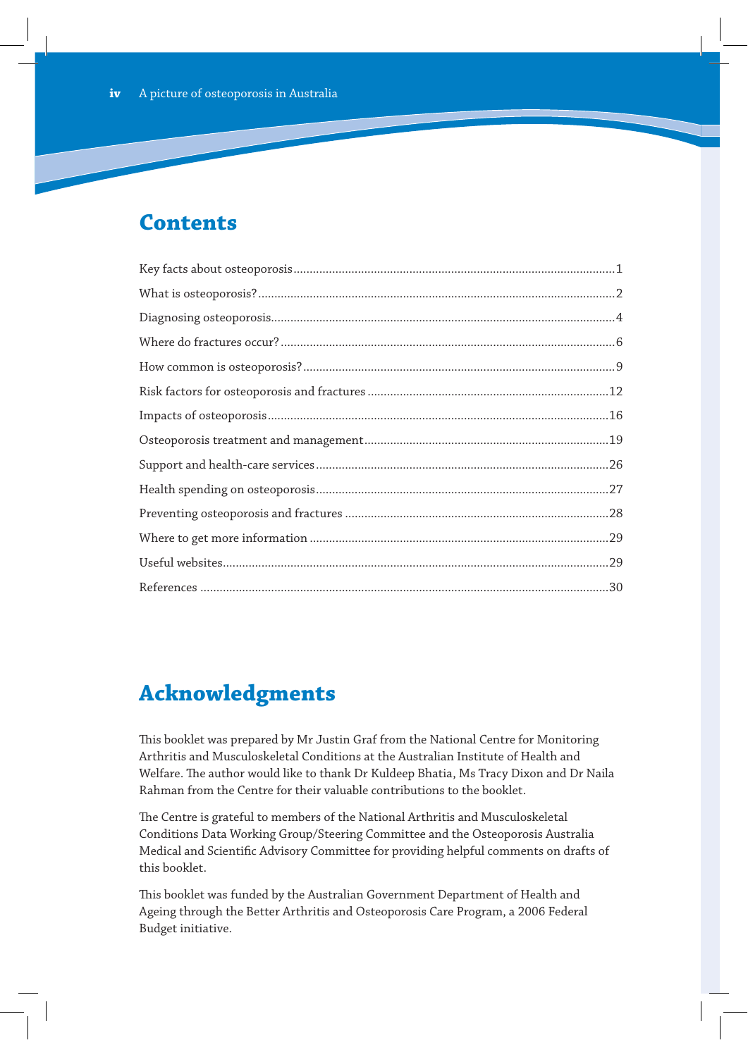## Contents

Key facts about osteoporosis ....................................................................................................1

What is osteoporosis? ...............................................................................................................2

Diagnosing osteoporosis ...........................................................................................................4

Where do fractures occur? ........................................................................................................6

How common is osteoporosis? .................................................................................................9

Risk factors for osteoporosis and fractures ...........................................................................12

Impacts of osteoporosis ..........................................................................................................16

Osteoporosis treatment and management ............................................................................19

Support and health-care services ...........................................................................................26

Health spending on osteoporosis ...........................................................................................27

Preventing osteoporosis and fractures ..................................................................................28

Where to get more information .............................................................................................29

Useful websites ........................................................................................................................29

References ...............................................................................................................................30

## Acknowledgments

This booklet was prepared by Mr Justin Graf from the National Centre for Monitoring Arthritis and Musculoskeletal Conditions at the Australian Institute of Health and Welfare. The author would like to thank Dr Kuldeep Bhatia, Ms Tracy Dixon and Dr Naila Rahman from the Centre for their valuable contributions to the booklet.

The Centre is grateful to members of the National Arthritis and Musculoskeletal Conditions Data Working Group/Steering Committee and the Osteoporosis Australia Medical and Scientific Advisory Committee for providing helpful comments on drafts of this booklet.

This booklet was funded by the Australian Government Department of Health and Ageing through the Better Arthritis and Osteoporosis Care Program, a 2006 Federal Budget initiative.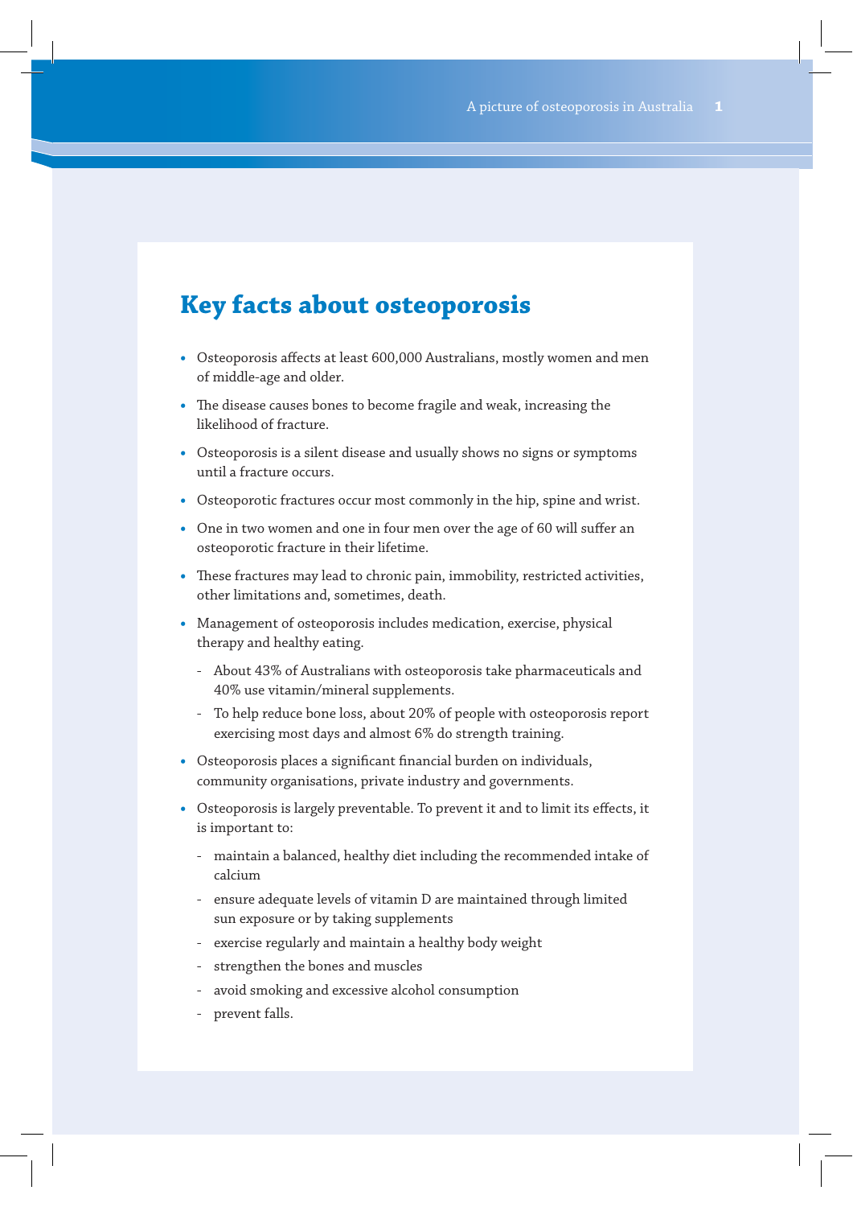## Key facts about osteoporosis

- Osteoporosis affects at least 600,000 Australians, mostly women and men of middle-age and older.
- The disease causes bones to become fragile and weak, increasing the likelihood of fracture.
- Osteoporosis is a silent disease and usually shows no signs or symptoms until a fracture occurs.
- Osteoporotic fractures occur most commonly in the hip, spine and wrist.
- One in two women and one in four men over the age of 60 will suffer an osteoporotic fracture in their lifetime.
- These fractures may lead to chronic pain, immobility, restricted activities, other limitations and, sometimes, death.
- Management of osteoporosis includes medication, exercise, physical therapy and healthy eating.
  - About 43% of Australians with osteoporosis take pharmaceuticals and 40% use vitamin/mineral supplements.
  - To help reduce bone loss, about 20% of people with osteoporosis report exercising most days and almost 6% do strength training.
- Osteoporosis places a significant financial burden on individuals, community organisations, private industry and governments.
- Osteoporosis is largely preventable. To prevent it and to limit its effects, it is important to:
  - maintain a balanced, healthy diet including the recommended intake of calcium
  - ensure adequate levels of vitamin D are maintained through limited sun exposure or by taking supplements
  - exercise regularly and maintain a healthy body weight
  - strengthen the bones and muscles
  - avoid smoking and excessive alcohol consumption
  - prevent falls.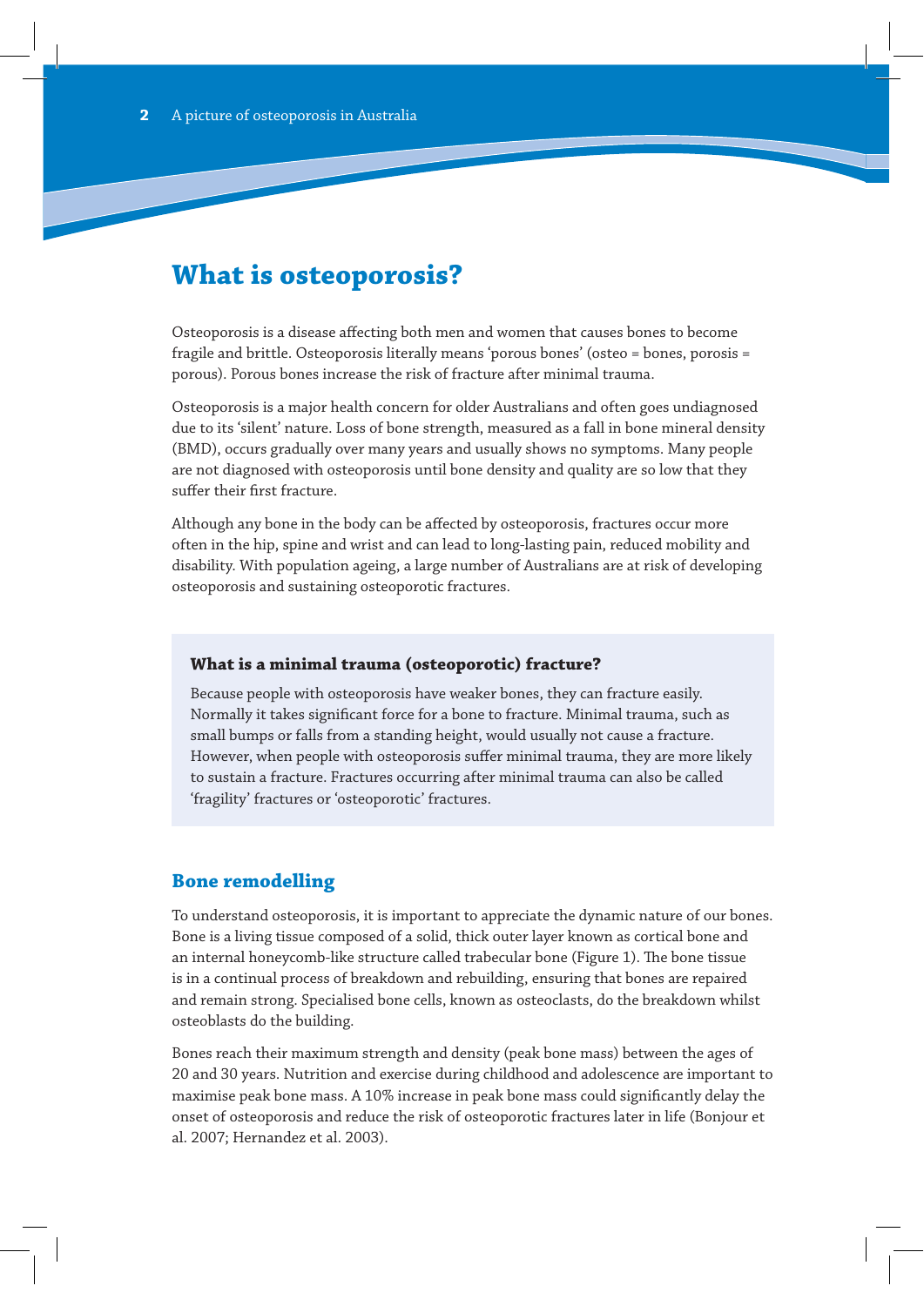# What is osteoporosis?

Osteoporosis is a disease affecting both men and women that causes bones to become fragile and brittle. Osteoporosis literally means 'porous bones' (osteo = bones, porosis = porous). Porous bones increase the risk of fracture after minimal trauma.

Osteoporosis is a major health concern for older Australians and often goes undiagnosed due to its 'silent' nature. Loss of bone strength, measured as a fall in bone mineral density (BMD), occurs gradually over many years and usually shows no symptoms. Many people are not diagnosed with osteoporosis until bone density and quality are so low that they suffer their first fracture.

Although any bone in the body can be affected by osteoporosis, fractures occur more often in the hip, spine and wrist and can lead to long-lasting pain, reduced mobility and disability. With population ageing, a large number of Australians are at risk of developing osteoporosis and sustaining osteoporotic fractures.

### What is a minimal trauma (osteoporotic) fracture?

Because people with osteoporosis have weaker bones, they can fracture easily. Normally it takes significant force for a bone to fracture. Minimal trauma, such as small bumps or falls from a standing height, would usually not cause a fracture. However, when people with osteoporosis suffer minimal trauma, they are more likely to sustain a fracture. Fractures occurring after minimal trauma can also be called 'fragility' fractures or 'osteoporotic' fractures.

## Bone remodelling

To understand osteoporosis, it is important to appreciate the dynamic nature of our bones. Bone is a living tissue composed of a solid, thick outer layer known as cortical bone and an internal honeycomb-like structure called trabecular bone (Figure 1). The bone tissue is in a continual process of breakdown and rebuilding, ensuring that bones are repaired and remain strong. Specialised bone cells, known as osteoclasts, do the breakdown whilst osteoblasts do the building.

Bones reach their maximum strength and density (peak bone mass) between the ages of 20 and 30 years. Nutrition and exercise during childhood and adolescence are important to maximise peak bone mass. A 10% increase in peak bone mass could significantly delay the onset of osteoporosis and reduce the risk of osteoporotic fractures later in life (Bonjour et al. 2007; Hernandez et al. 2003).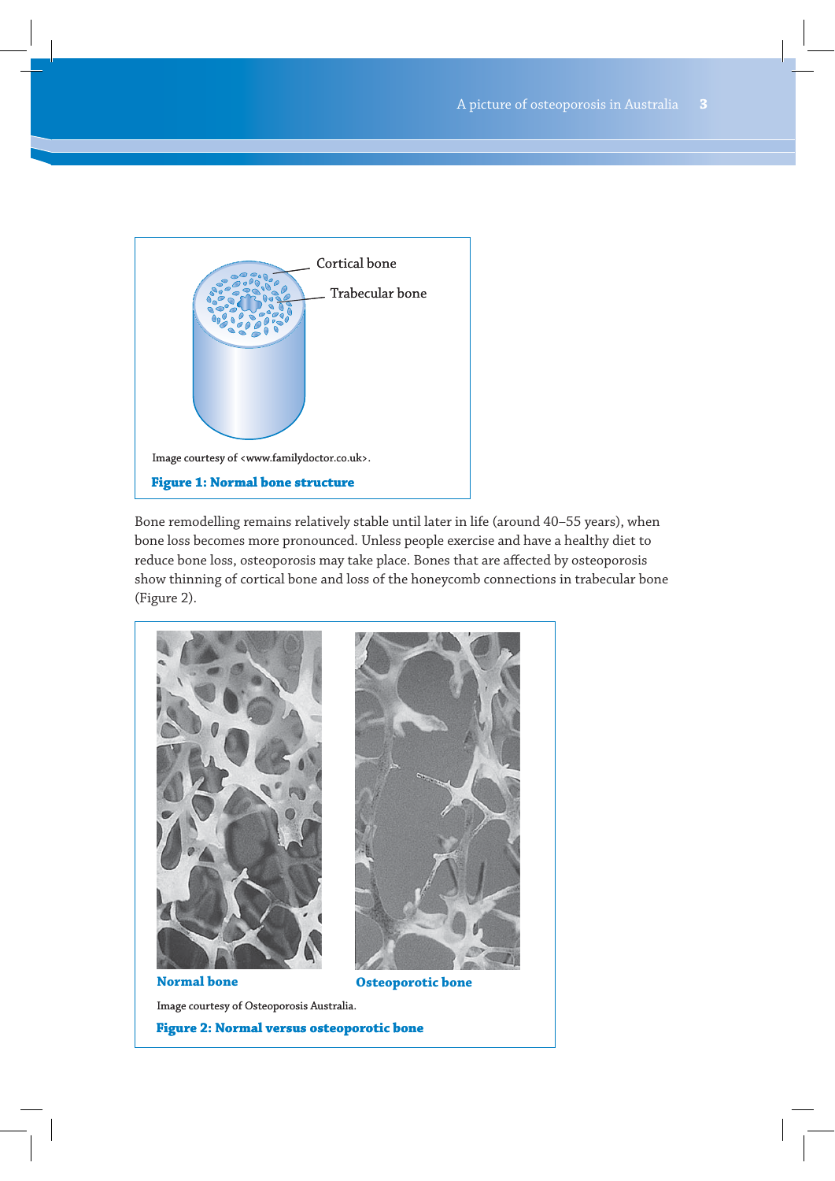Cortical bone

Trabecular bone

Image courtesy of <www.familydoctor.co.uk>.

**Figure 1: Normal bone structure**

Bone remodelling remains relatively stable until later in life (around 40–55 years), when bone loss becomes more pronounced. Unless people exercise and have a healthy diet to reduce bone loss, osteoporosis may take place. Bones that are affected by osteoporosis show thinning of cortical bone and loss of the honeycomb connections in trabecular bone (Figure 2).

**Normal bone**

**Osteoporotic bone**

Image courtesy of Osteoporosis Australia.

**Figure 2: Normal versus osteoporotic bone**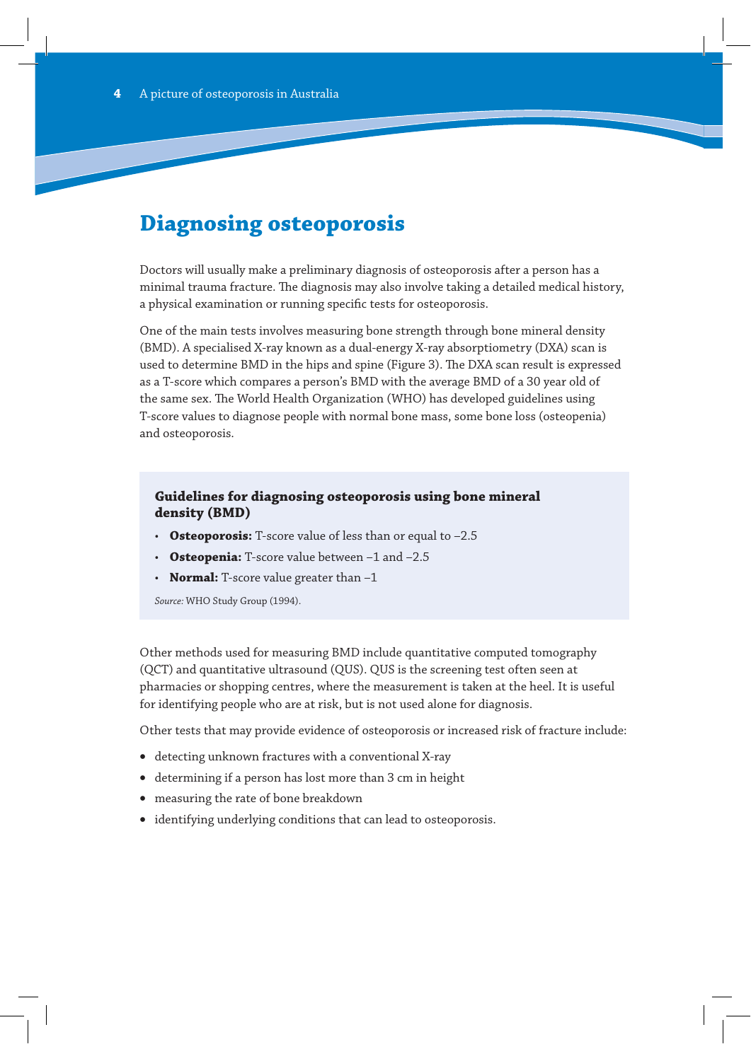# Diagnosing osteoporosis

Doctors will usually make a preliminary diagnosis of osteoporosis after a person has a minimal trauma fracture. The diagnosis may also involve taking a detailed medical history, a physical examination or running specific tests for osteoporosis.

One of the main tests involves measuring bone strength through bone mineral density (BMD). A specialised X-ray known as a dual-energy X-ray absorptiometry (DXA) scan is used to determine BMD in the hips and spine (Figure 3). The DXA scan result is expressed as a T-score which compares a person's BMD with the average BMD of a 30 year old of the same sex. The World Health Organization (WHO) has developed guidelines using T-score values to diagnose people with normal bone mass, some bone loss (osteopenia) and osteoporosis.

**Guidelines for diagnosing osteoporosis using bone mineral density (BMD)**

- **Osteoporosis:** T-score value of less than or equal to –2.5
- **Osteopenia:** T-score value between –1 and –2.5
- **Normal:** T-score value greater than –1

*Source:* WHO Study Group (1994).

Other methods used for measuring BMD include quantitative computed tomography (QCT) and quantitative ultrasound (QUS). QUS is the screening test often seen at pharmacies or shopping centres, where the measurement is taken at the heel. It is useful for identifying people who are at risk, but is not used alone for diagnosis.

Other tests that may provide evidence of osteoporosis or increased risk of fracture include:

- detecting unknown fractures with a conventional X-ray
- determining if a person has lost more than 3 cm in height
- measuring the rate of bone breakdown
- identifying underlying conditions that can lead to osteoporosis.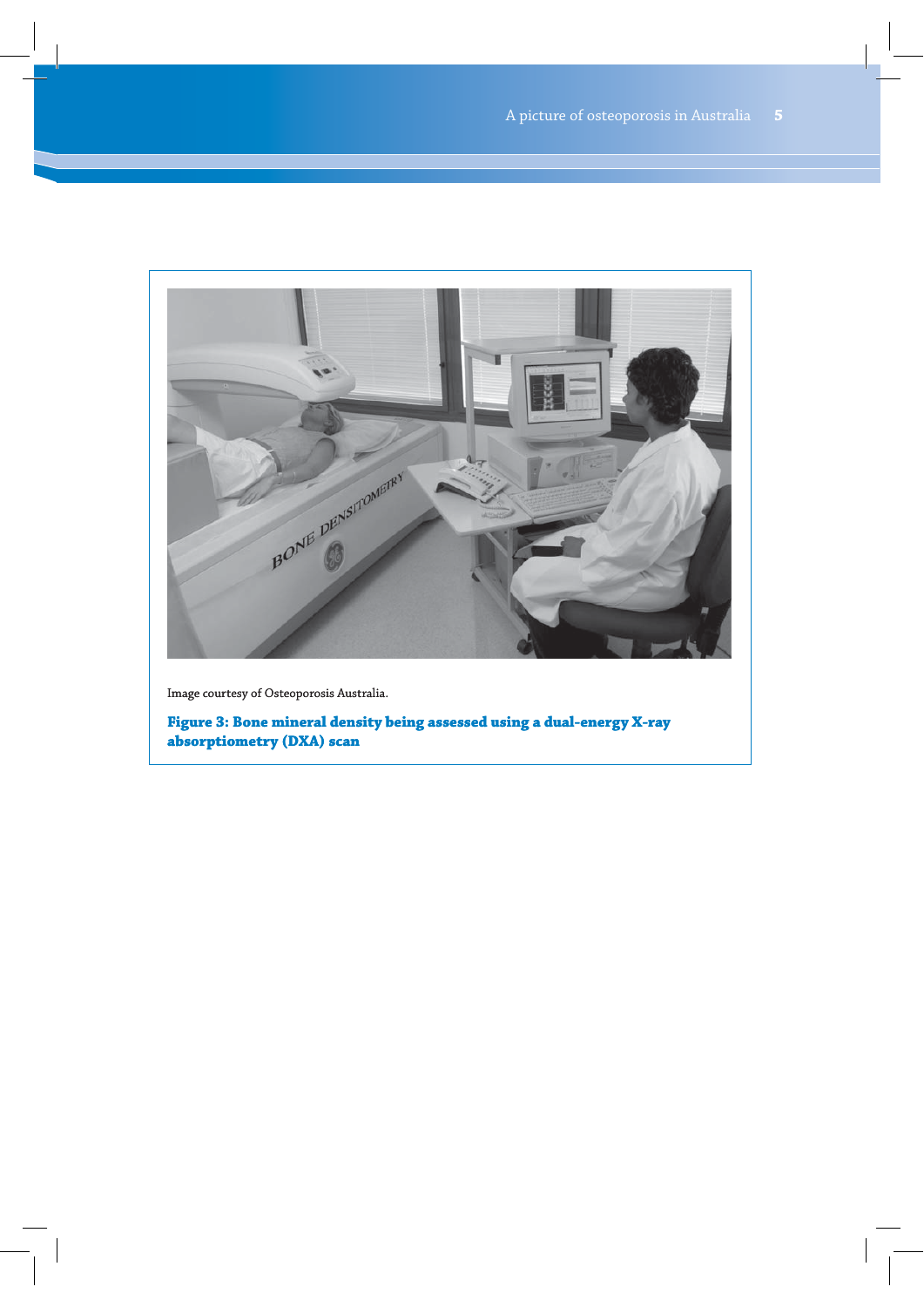Image courtesy of Osteoporosis Australia.

**Figure 3: Bone mineral density being assessed using a dual-energy X-ray absorptiometry (DXA) scan**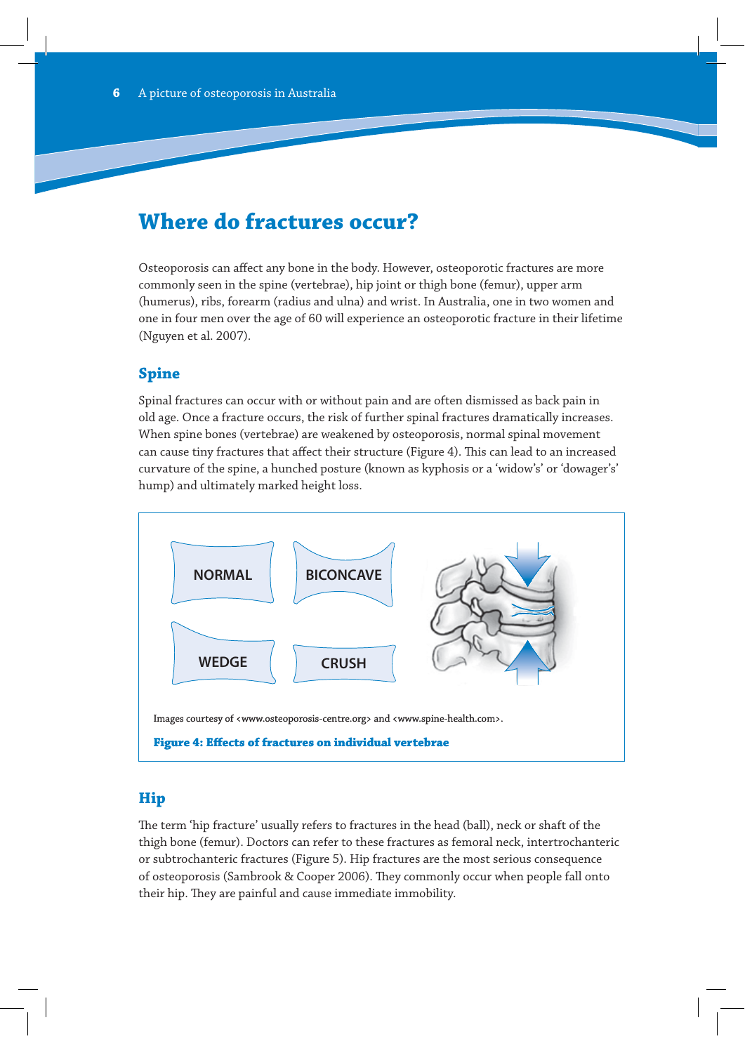# Where do fractures occur?

Osteoporosis can affect any bone in the body. However, osteoporotic fractures are more commonly seen in the spine (vertebrae), hip joint or thigh bone (femur), upper arm (humerus), ribs, forearm (radius and ulna) and wrist. In Australia, one in two women and one in four men over the age of 60 will experience an osteoporotic fracture in their lifetime (Nguyen et al. 2007).

## Spine

Spinal fractures can occur with or without pain and are often dismissed as back pain in old age. Once a fracture occurs, the risk of further spinal fractures dramatically increases. When spine bones (vertebrae) are weakened by osteoporosis, normal spinal movement can cause tiny fractures that affect their structure (Figure 4). This can lead to an increased curvature of the spine, a hunched posture (known as kyphosis or a 'widow's' or 'dowager's' hump) and ultimately marked height loss.

NORMAL

BICONCAVE

WEDGE

CRUSH

Images courtesy of <www.osteoporosis-centre.org> and <www.spine-health.com>.

**Figure 4: Effects of fractures on individual vertebrae**

## Hip

The term 'hip fracture' usually refers to fractures in the head (ball), neck or shaft of the thigh bone (femur). Doctors can refer to these fractures as femoral neck, intertrochanteric or subtrochanteric fractures (Figure 5). Hip fractures are the most serious consequence of osteoporosis (Sambrook & Cooper 2006). They commonly occur when people fall onto their hip. They are painful and cause immediate immobility.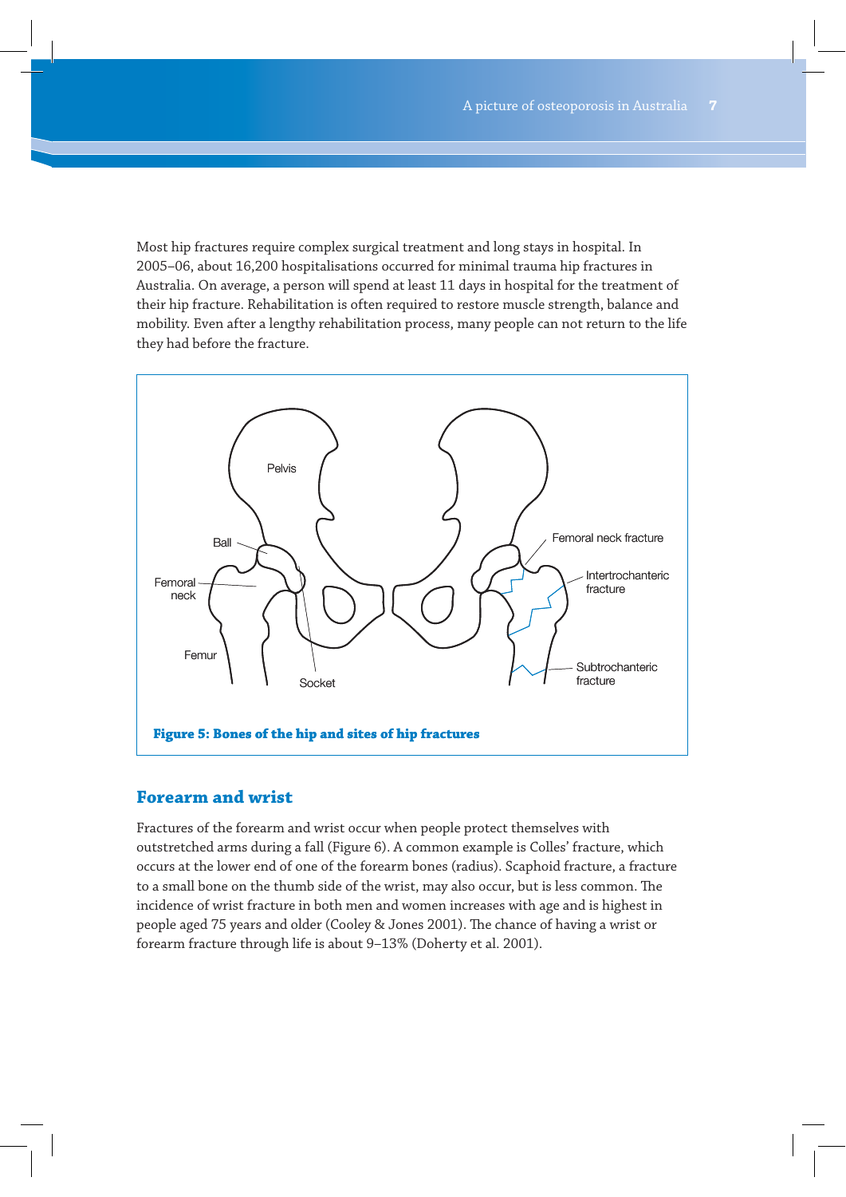Most hip fractures require complex surgical treatment and long stays in hospital. In 2005–06, about 16,200 hospitalisations occurred for minimal trauma hip fractures in Australia. On average, a person will spend at least 11 days in hospital for the treatment of their hip fracture. Rehabilitation is often required to restore muscle strength, balance and mobility. Even after a lengthy rehabilitation process, many people can not return to the life they had before the fracture.

**Figure 5: Bones of the hip and sites of hip fractures**

## Forearm and wrist

Fractures of the forearm and wrist occur when people protect themselves with outstretched arms during a fall (Figure 6). A common example is Colles' fracture, which occurs at the lower end of one of the forearm bones (radius). Scaphoid fracture, a fracture to a small bone on the thumb side of the wrist, may also occur, but is less common. The incidence of wrist fracture in both men and women increases with age and is highest in people aged 75 years and older (Cooley & Jones 2001). The chance of having a wrist or forearm fracture through life is about 9–13% (Doherty et al. 2001).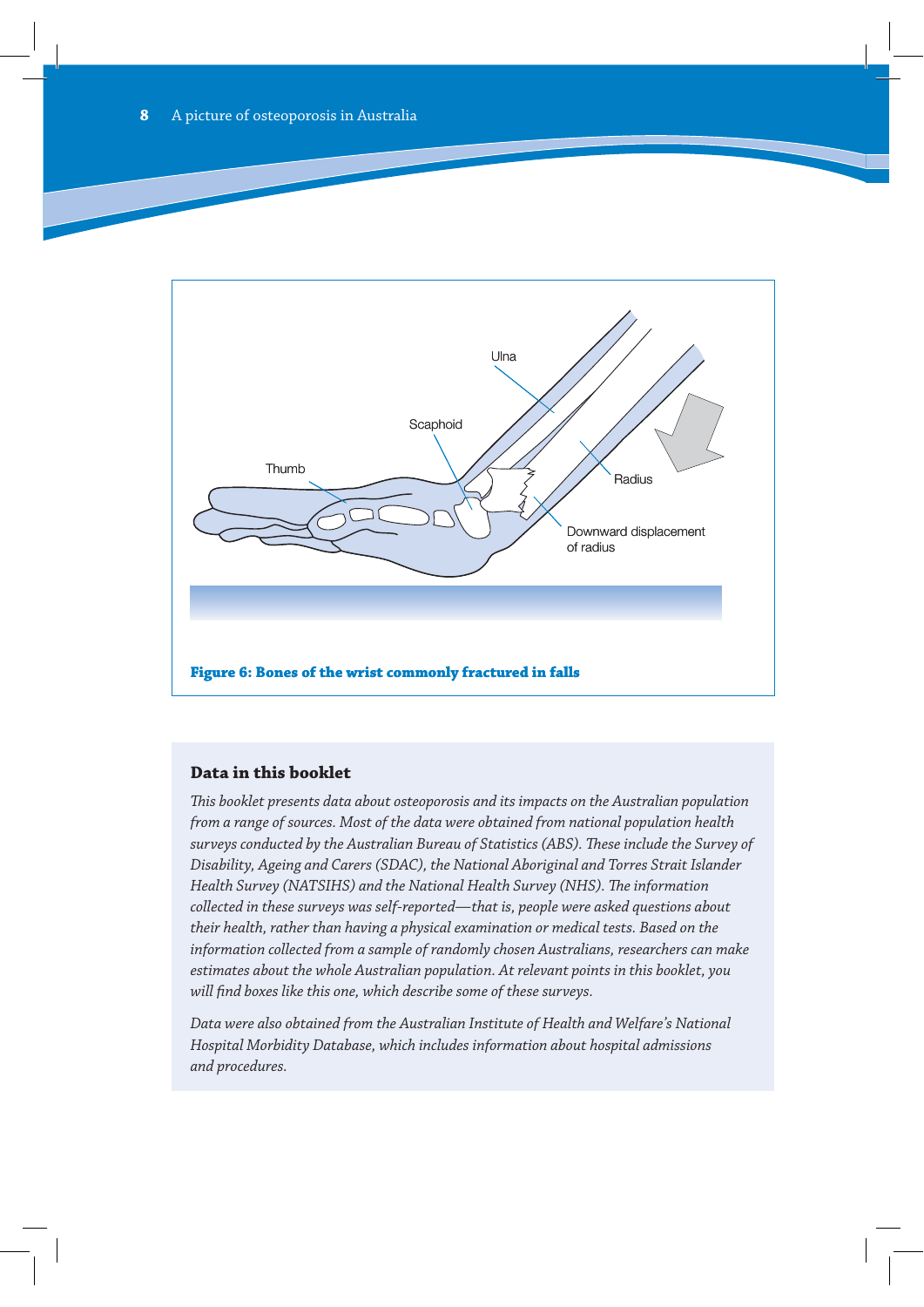Figure 6: Bones of the wrist commonly fractured in falls

## Data in this booklet

*This booklet presents data about osteoporosis and its impacts on the Australian population from a range of sources. Most of the data were obtained from national population health surveys conducted by the Australian Bureau of Statistics (ABS). These include the Survey of Disability, Ageing and Carers (SDAC), the National Aboriginal and Torres Strait Islander Health Survey (NATSIHS) and the National Health Survey (NHS). The information collected in these surveys was self-reported—that is, people were asked questions about their health, rather than having a physical examination or medical tests. Based on the information collected from a sample of randomly chosen Australians, researchers can make estimates about the whole Australian population. At relevant points in this booklet, you will find boxes like this one, which describe some of these surveys.*

*Data were also obtained from the Australian Institute of Health and Welfare's National Hospital Morbidity Database, which includes information about hospital admissions and procedures.*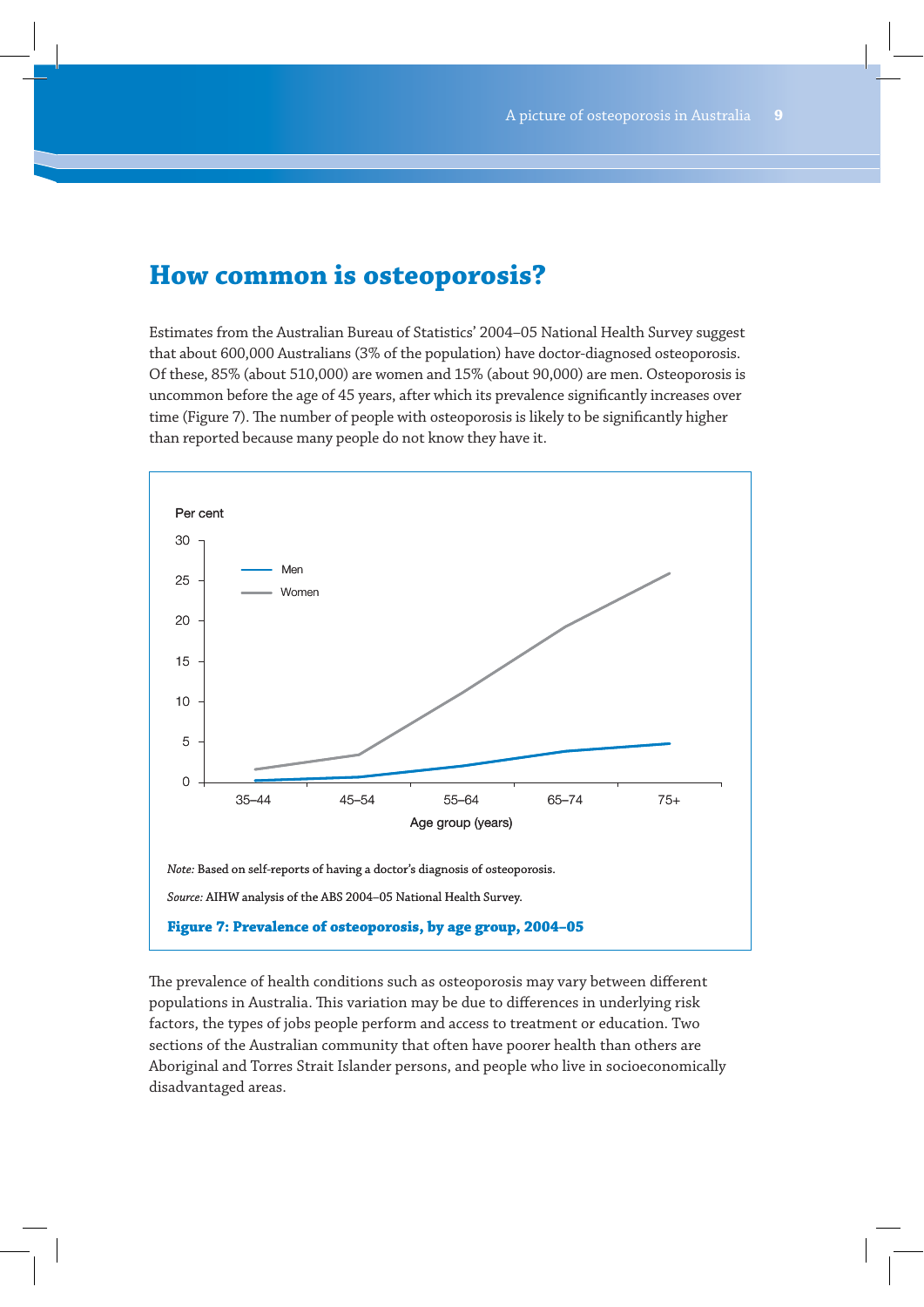# How common is osteoporosis?

Estimates from the Australian Bureau of Statistics' 2004–05 National Health Survey suggest that about 600,000 Australians (3% of the population) have doctor-diagnosed osteoporosis. Of these, 85% (about 510,000) are women and 15% (about 90,000) are men. Osteoporosis is uncommon before the age of 45 years, after which its prevalence significantly increases over time (Figure 7). The number of people with osteoporosis is likely to be significantly higher than reported because many people do not know they have it.

*Note:* Based on self-reports of having a doctor's diagnosis of osteoporosis.

*Source:* AIHW analysis of the ABS 2004–05 National Health Survey.

**Figure 7: Prevalence of osteoporosis, by age group, 2004–05**

The prevalence of health conditions such as osteoporosis may vary between different populations in Australia. This variation may be due to differences in underlying risk factors, the types of jobs people perform and access to treatment or education. Two sections of the Australian community that often have poorer health than others are Aboriginal and Torres Strait Islander persons, and people who live in socioeconomically disadvantaged areas.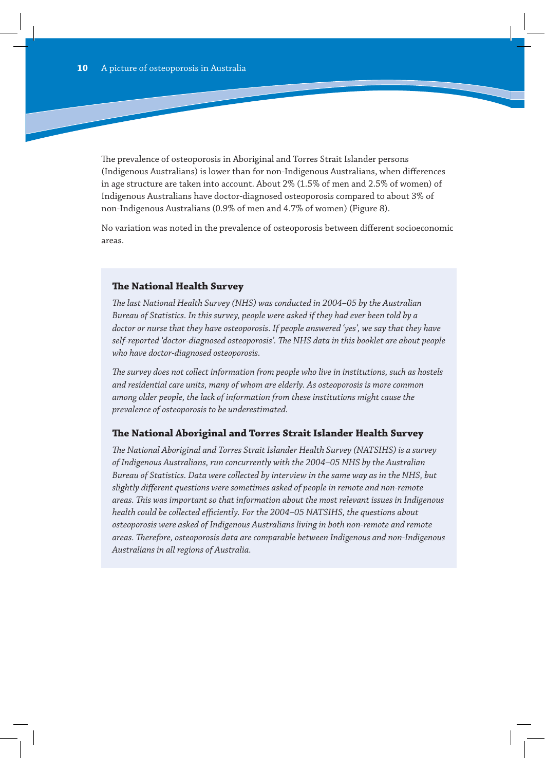The prevalence of osteoporosis in Aboriginal and Torres Strait Islander persons (Indigenous Australians) is lower than for non-Indigenous Australians, when differences in age structure are taken into account. About 2% (1.5% of men and 2.5% of women) of Indigenous Australians have doctor-diagnosed osteoporosis compared to about 3% of non-Indigenous Australians (0.9% of men and 4.7% of women) (Figure 8).

No variation was noted in the prevalence of osteoporosis between different socioeconomic areas.

### The National Health Survey

*The last National Health Survey (NHS) was conducted in 2004–05 by the Australian Bureau of Statistics. In this survey, people were asked if they had ever been told by a doctor or nurse that they have osteoporosis. If people answered 'yes', we say that they have self-reported 'doctor-diagnosed osteoporosis'. The NHS data in this booklet are about people who have doctor-diagnosed osteoporosis.*

*The survey does not collect information from people who live in institutions, such as hostels and residential care units, many of whom are elderly. As osteoporosis is more common among older people, the lack of information from these institutions might cause the prevalence of osteoporosis to be underestimated.*

### The National Aboriginal and Torres Strait Islander Health Survey

*The National Aboriginal and Torres Strait Islander Health Survey (NATSIHS) is a survey of Indigenous Australians, run concurrently with the 2004–05 NHS by the Australian Bureau of Statistics. Data were collected by interview in the same way as in the NHS, but slightly different questions were sometimes asked of people in remote and non-remote areas. This was important so that information about the most relevant issues in Indigenous health could be collected efficiently. For the 2004–05 NATSIHS, the questions about osteoporosis were asked of Indigenous Australians living in both non-remote and remote areas. Therefore, osteoporosis data are comparable between Indigenous and non-Indigenous Australians in all regions of Australia.*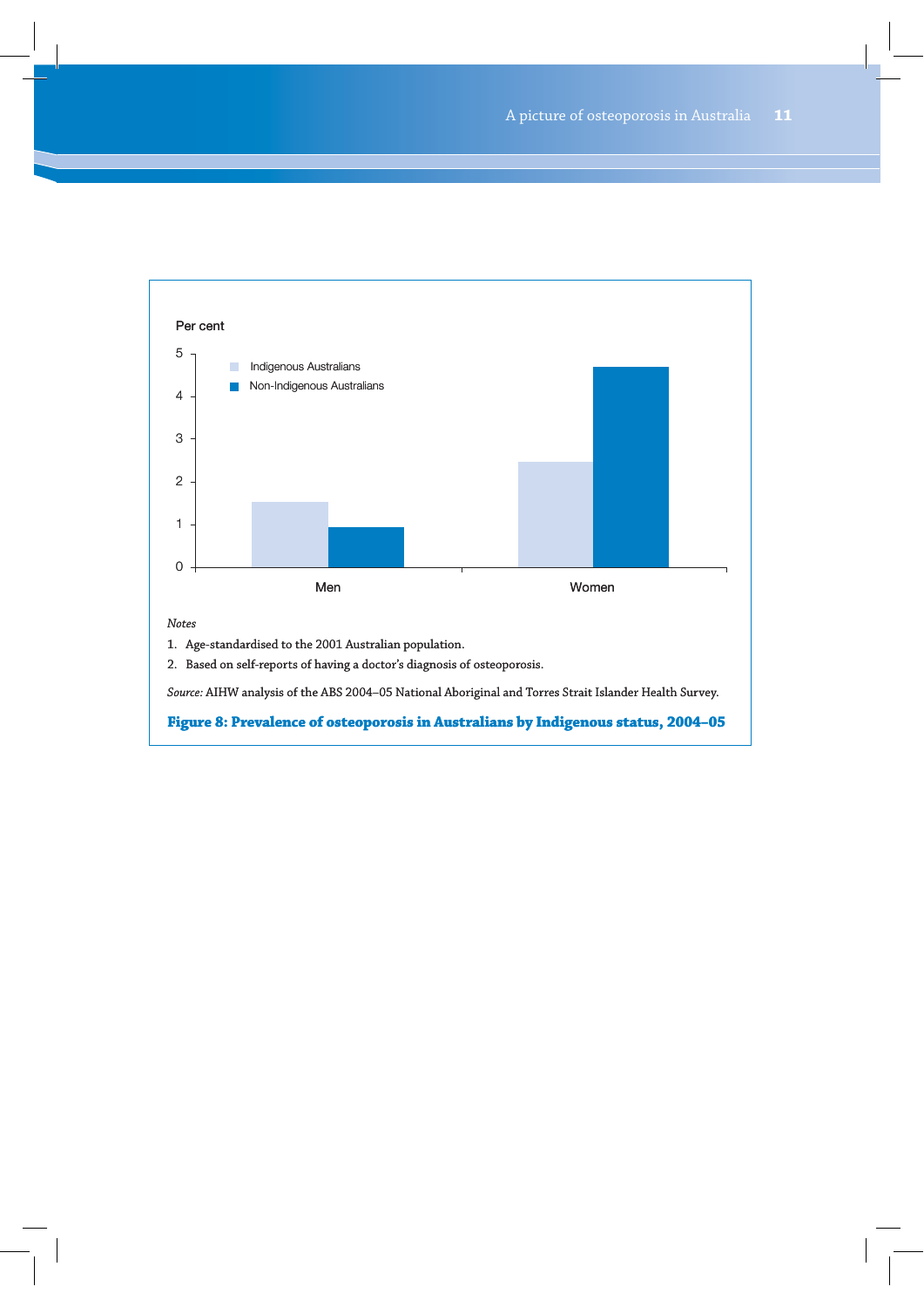Per cent

| | Indigenous Australians | Non-Indigenous Australians |
|---|---|---|
| Men | 1.5 | 0.9 |
| Women | 2.5 | 4.7 |

*Notes*

1. Age-standardised to the 2001 Australian population.
2. Based on self-reports of having a doctor's diagnosis of osteoporosis.

*Source:* AIHW analysis of the ABS 2004–05 National Aboriginal and Torres Strait Islander Health Survey.

**Figure 8: Prevalence of osteoporosis in Australians by Indigenous status, 2004–05**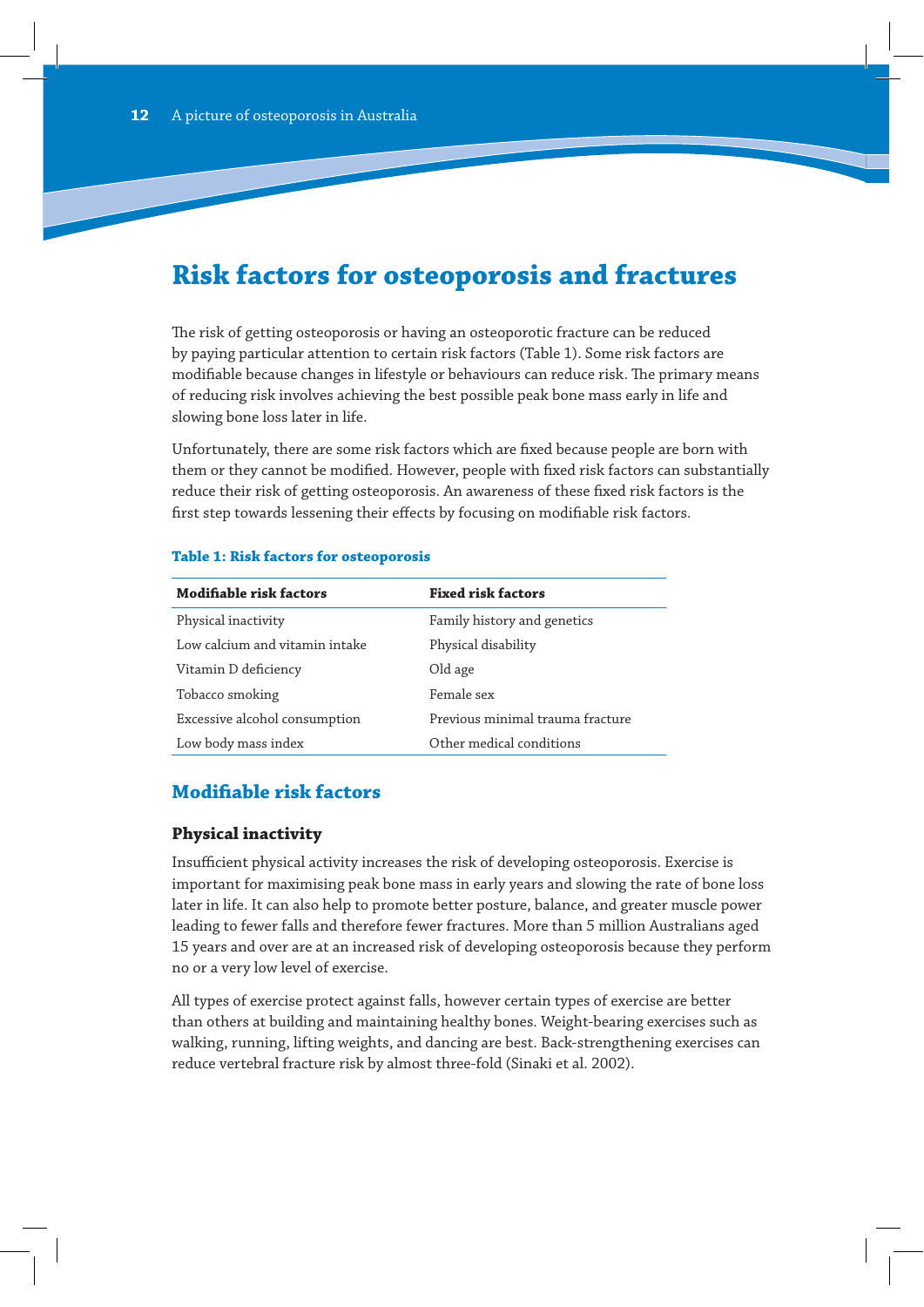# Risk factors for osteoporosis and fractures

The risk of getting osteoporosis or having an osteoporotic fracture can be reduced by paying particular attention to certain risk factors (Table 1). Some risk factors are modifiable because changes in lifestyle or behaviours can reduce risk. The primary means of reducing risk involves achieving the best possible peak bone mass early in life and slowing bone loss later in life.

Unfortunately, there are some risk factors which are fixed because people are born with them or they cannot be modified. However, people with fixed risk factors can substantially reduce their risk of getting osteoporosis. An awareness of these fixed risk factors is the first step towards lessening their effects by focusing on modifiable risk factors.

**Table 1: Risk factors for osteoporosis**

| Modifiable risk factors | Fixed risk factors |
|---|---|
| Physical inactivity | Family history and genetics |
| Low calcium and vitamin intake | Physical disability |
| Vitamin D deficiency | Old age |
| Tobacco smoking | Female sex |
| Excessive alcohol consumption | Previous minimal trauma fracture |
| Low body mass index | Other medical conditions |

## Modifiable risk factors

### Physical inactivity

Insufficient physical activity increases the risk of developing osteoporosis. Exercise is important for maximising peak bone mass in early years and slowing the rate of bone loss later in life. It can also help to promote better posture, balance, and greater muscle power leading to fewer falls and therefore fewer fractures. More than 5 million Australians aged 15 years and over are at an increased risk of developing osteoporosis because they perform no or a very low level of exercise.

All types of exercise protect against falls, however certain types of exercise are better than others at building and maintaining healthy bones. Weight-bearing exercises such as walking, running, lifting weights, and dancing are best. Back-strengthening exercises can reduce vertebral fracture risk by almost three-fold (Sinaki et al. 2002).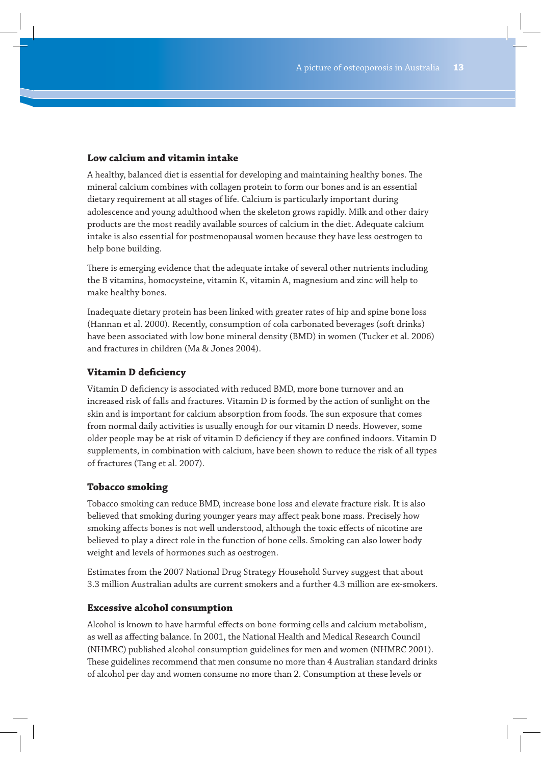### Low calcium and vitamin intake

A healthy, balanced diet is essential for developing and maintaining healthy bones. The mineral calcium combines with collagen protein to form our bones and is an essential dietary requirement at all stages of life. Calcium is particularly important during adolescence and young adulthood when the skeleton grows rapidly. Milk and other dairy products are the most readily available sources of calcium in the diet. Adequate calcium intake is also essential for postmenopausal women because they have less oestrogen to help bone building.

There is emerging evidence that the adequate intake of several other nutrients including the B vitamins, homocysteine, vitamin K, vitamin A, magnesium and zinc will help to make healthy bones.

Inadequate dietary protein has been linked with greater rates of hip and spine bone loss (Hannan et al. 2000). Recently, consumption of cola carbonated beverages (soft drinks) have been associated with low bone mineral density (BMD) in women (Tucker et al. 2006) and fractures in children (Ma & Jones 2004).

### Vitamin D deficiency

Vitamin D deficiency is associated with reduced BMD, more bone turnover and an increased risk of falls and fractures. Vitamin D is formed by the action of sunlight on the skin and is important for calcium absorption from foods. The sun exposure that comes from normal daily activities is usually enough for our vitamin D needs. However, some older people may be at risk of vitamin D deficiency if they are confined indoors. Vitamin D supplements, in combination with calcium, have been shown to reduce the risk of all types of fractures (Tang et al. 2007).

### Tobacco smoking

Tobacco smoking can reduce BMD, increase bone loss and elevate fracture risk. It is also believed that smoking during younger years may affect peak bone mass. Precisely how smoking affects bones is not well understood, although the toxic effects of nicotine are believed to play a direct role in the function of bone cells. Smoking can also lower body weight and levels of hormones such as oestrogen.

Estimates from the 2007 National Drug Strategy Household Survey suggest that about 3.3 million Australian adults are current smokers and a further 4.3 million are ex-smokers.

### Excessive alcohol consumption

Alcohol is known to have harmful effects on bone-forming cells and calcium metabolism, as well as affecting balance. In 2001, the National Health and Medical Research Council (NHMRC) published alcohol consumption guidelines for men and women (NHMRC 2001). These guidelines recommend that men consume no more than 4 Australian standard drinks of alcohol per day and women consume no more than 2. Consumption at these levels or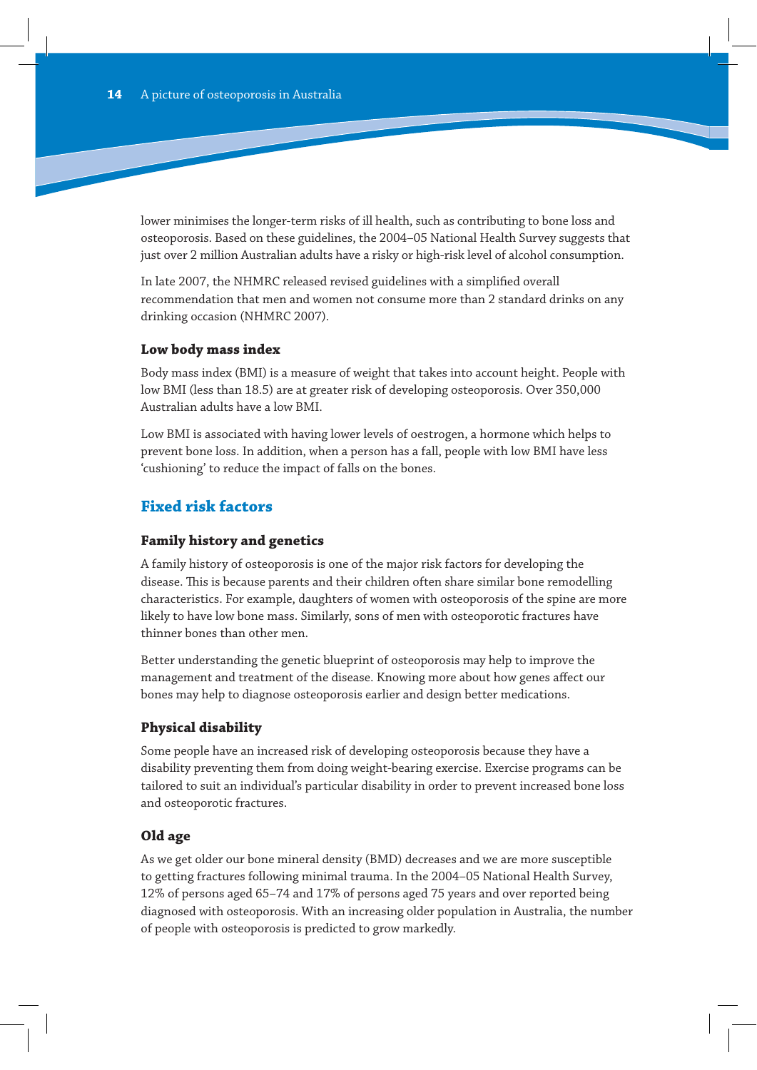lower minimises the longer-term risks of ill health, such as contributing to bone loss and osteoporosis. Based on these guidelines, the 2004–05 National Health Survey suggests that just over 2 million Australian adults have a risky or high-risk level of alcohol consumption.

In late 2007, the NHMRC released revised guidelines with a simplified overall recommendation that men and women not consume more than 2 standard drinks on any drinking occasion (NHMRC 2007).

### Low body mass index

Body mass index (BMI) is a measure of weight that takes into account height. People with low BMI (less than 18.5) are at greater risk of developing osteoporosis. Over 350,000 Australian adults have a low BMI.

Low BMI is associated with having lower levels of oestrogen, a hormone which helps to prevent bone loss. In addition, when a person has a fall, people with low BMI have less 'cushioning' to reduce the impact of falls on the bones.

## Fixed risk factors

### Family history and genetics

A family history of osteoporosis is one of the major risk factors for developing the disease. This is because parents and their children often share similar bone remodelling characteristics. For example, daughters of women with osteoporosis of the spine are more likely to have low bone mass. Similarly, sons of men with osteoporotic fractures have thinner bones than other men.

Better understanding the genetic blueprint of osteoporosis may help to improve the management and treatment of the disease. Knowing more about how genes affect our bones may help to diagnose osteoporosis earlier and design better medications.

### Physical disability

Some people have an increased risk of developing osteoporosis because they have a disability preventing them from doing weight-bearing exercise. Exercise programs can be tailored to suit an individual's particular disability in order to prevent increased bone loss and osteoporotic fractures.

### Old age

As we get older our bone mineral density (BMD) decreases and we are more susceptible to getting fractures following minimal trauma. In the 2004–05 National Health Survey, 12% of persons aged 65–74 and 17% of persons aged 75 years and over reported being diagnosed with osteoporosis. With an increasing older population in Australia, the number of people with osteoporosis is predicted to grow markedly.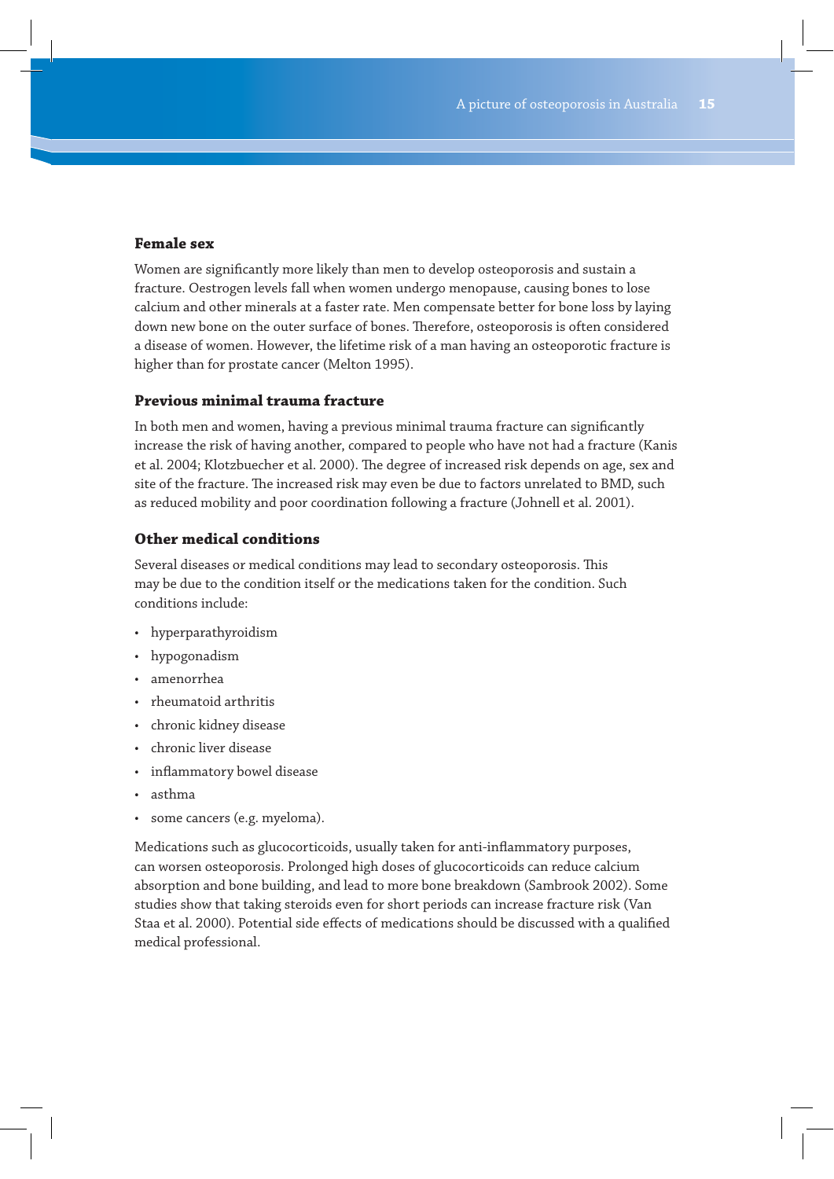### Female sex

Women are significantly more likely than men to develop osteoporosis and sustain a fracture. Oestrogen levels fall when women undergo menopause, causing bones to lose calcium and other minerals at a faster rate. Men compensate better for bone loss by laying down new bone on the outer surface of bones. Therefore, osteoporosis is often considered a disease of women. However, the lifetime risk of a man having an osteoporotic fracture is higher than for prostate cancer (Melton 1995).

### Previous minimal trauma fracture

In both men and women, having a previous minimal trauma fracture can significantly increase the risk of having another, compared to people who have not had a fracture (Kanis et al. 2004; Klotzbuecher et al. 2000). The degree of increased risk depends on age, sex and site of the fracture. The increased risk may even be due to factors unrelated to BMD, such as reduced mobility and poor coordination following a fracture (Johnell et al. 2001).

### Other medical conditions

Several diseases or medical conditions may lead to secondary osteoporosis. This may be due to the condition itself or the medications taken for the condition. Such conditions include:

- hyperparathyroidism
- hypogonadism
- amenorrhea
- rheumatoid arthritis
- chronic kidney disease
- chronic liver disease
- inflammatory bowel disease
- asthma
- some cancers (e.g. myeloma).

Medications such as glucocorticoids, usually taken for anti-inflammatory purposes, can worsen osteoporosis. Prolonged high doses of glucocorticoids can reduce calcium absorption and bone building, and lead to more bone breakdown (Sambrook 2002). Some studies show that taking steroids even for short periods can increase fracture risk (Van Staa et al. 2000). Potential side effects of medications should be discussed with a qualified medical professional.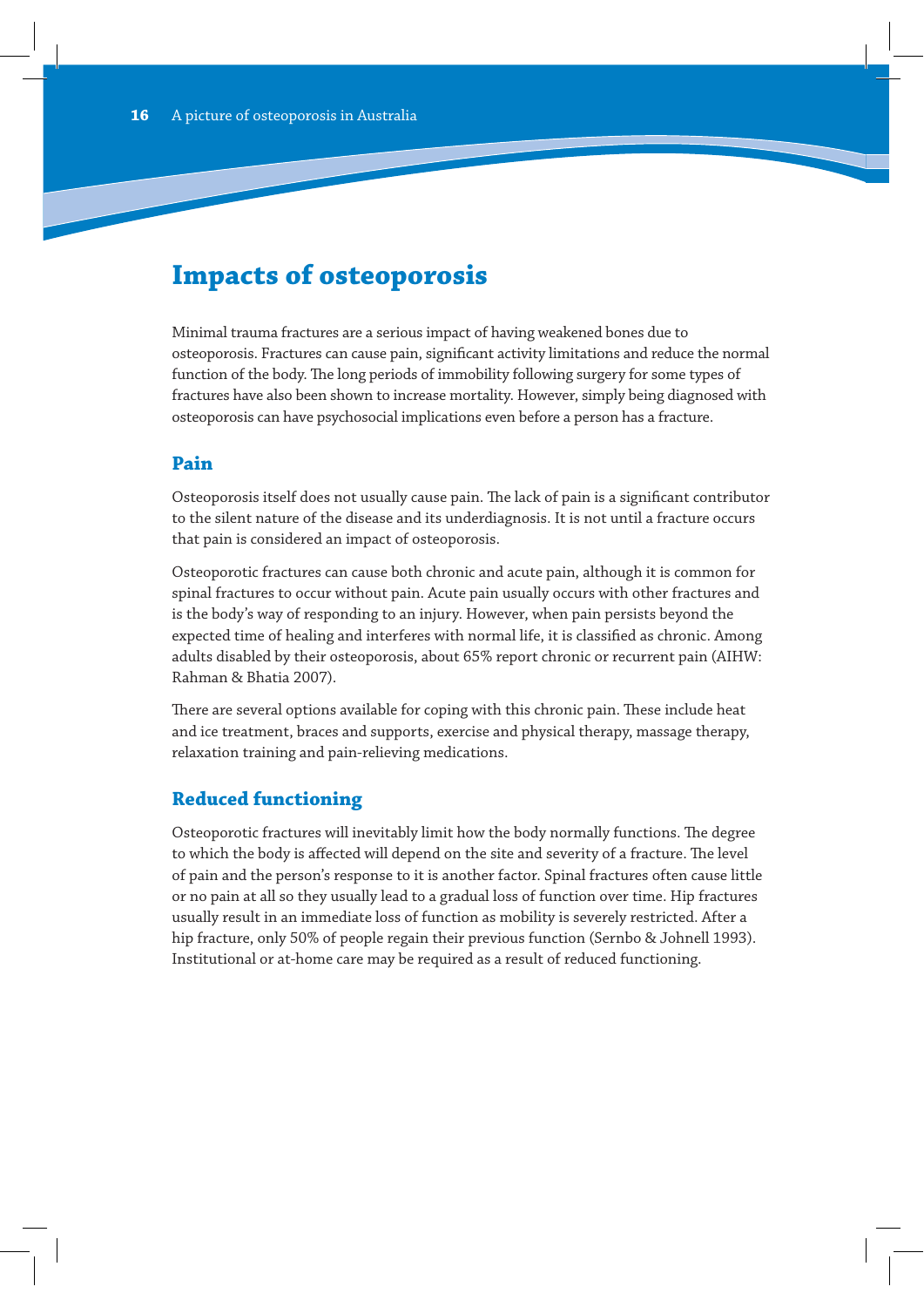# Impacts of osteoporosis

Minimal trauma fractures are a serious impact of having weakened bones due to osteoporosis. Fractures can cause pain, significant activity limitations and reduce the normal function of the body. The long periods of immobility following surgery for some types of fractures have also been shown to increase mortality. However, simply being diagnosed with osteoporosis can have psychosocial implications even before a person has a fracture.

## Pain

Osteoporosis itself does not usually cause pain. The lack of pain is a significant contributor to the silent nature of the disease and its underdiagnosis. It is not until a fracture occurs that pain is considered an impact of osteoporosis.

Osteoporotic fractures can cause both chronic and acute pain, although it is common for spinal fractures to occur without pain. Acute pain usually occurs with other fractures and is the body's way of responding to an injury. However, when pain persists beyond the expected time of healing and interferes with normal life, it is classified as chronic. Among adults disabled by their osteoporosis, about 65% report chronic or recurrent pain (AIHW: Rahman & Bhatia 2007).

There are several options available for coping with this chronic pain. These include heat and ice treatment, braces and supports, exercise and physical therapy, massage therapy, relaxation training and pain-relieving medications.

## Reduced functioning

Osteoporotic fractures will inevitably limit how the body normally functions. The degree to which the body is affected will depend on the site and severity of a fracture. The level of pain and the person's response to it is another factor. Spinal fractures often cause little or no pain at all so they usually lead to a gradual loss of function over time. Hip fractures usually result in an immediate loss of function as mobility is severely restricted. After a hip fracture, only 50% of people regain their previous function (Sernbo & Johnell 1993). Institutional or at-home care may be required as a result of reduced functioning.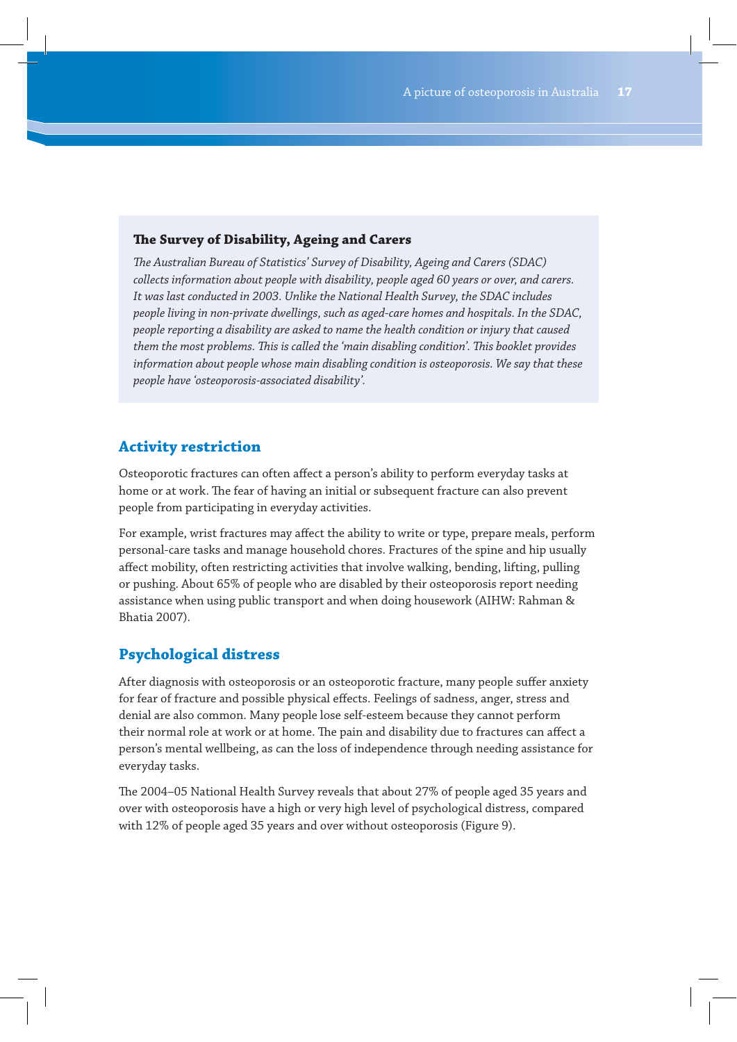### The Survey of Disability, Ageing and Carers

*The Australian Bureau of Statistics' Survey of Disability, Ageing and Carers (SDAC) collects information about people with disability, people aged 60 years or over, and carers. It was last conducted in 2003. Unlike the National Health Survey, the SDAC includes people living in non-private dwellings, such as aged-care homes and hospitals. In the SDAC, people reporting a disability are asked to name the health condition or injury that caused them the most problems. This is called the 'main disabling condition'. This booklet provides information about people whose main disabling condition is osteoporosis. We say that these people have 'osteoporosis-associated disability'.*

## Activity restriction

Osteoporotic fractures can often affect a person's ability to perform everyday tasks at home or at work. The fear of having an initial or subsequent fracture can also prevent people from participating in everyday activities.

For example, wrist fractures may affect the ability to write or type, prepare meals, perform personal-care tasks and manage household chores. Fractures of the spine and hip usually affect mobility, often restricting activities that involve walking, bending, lifting, pulling or pushing. About 65% of people who are disabled by their osteoporosis report needing assistance when using public transport and when doing housework (AIHW: Rahman & Bhatia 2007).

## Psychological distress

After diagnosis with osteoporosis or an osteoporotic fracture, many people suffer anxiety for fear of fracture and possible physical effects. Feelings of sadness, anger, stress and denial are also common. Many people lose self-esteem because they cannot perform their normal role at work or at home. The pain and disability due to fractures can affect a person's mental wellbeing, as can the loss of independence through needing assistance for everyday tasks.

The 2004–05 National Health Survey reveals that about 27% of people aged 35 years and over with osteoporosis have a high or very high level of psychological distress, compared with 12% of people aged 35 years and over without osteoporosis (Figure 9).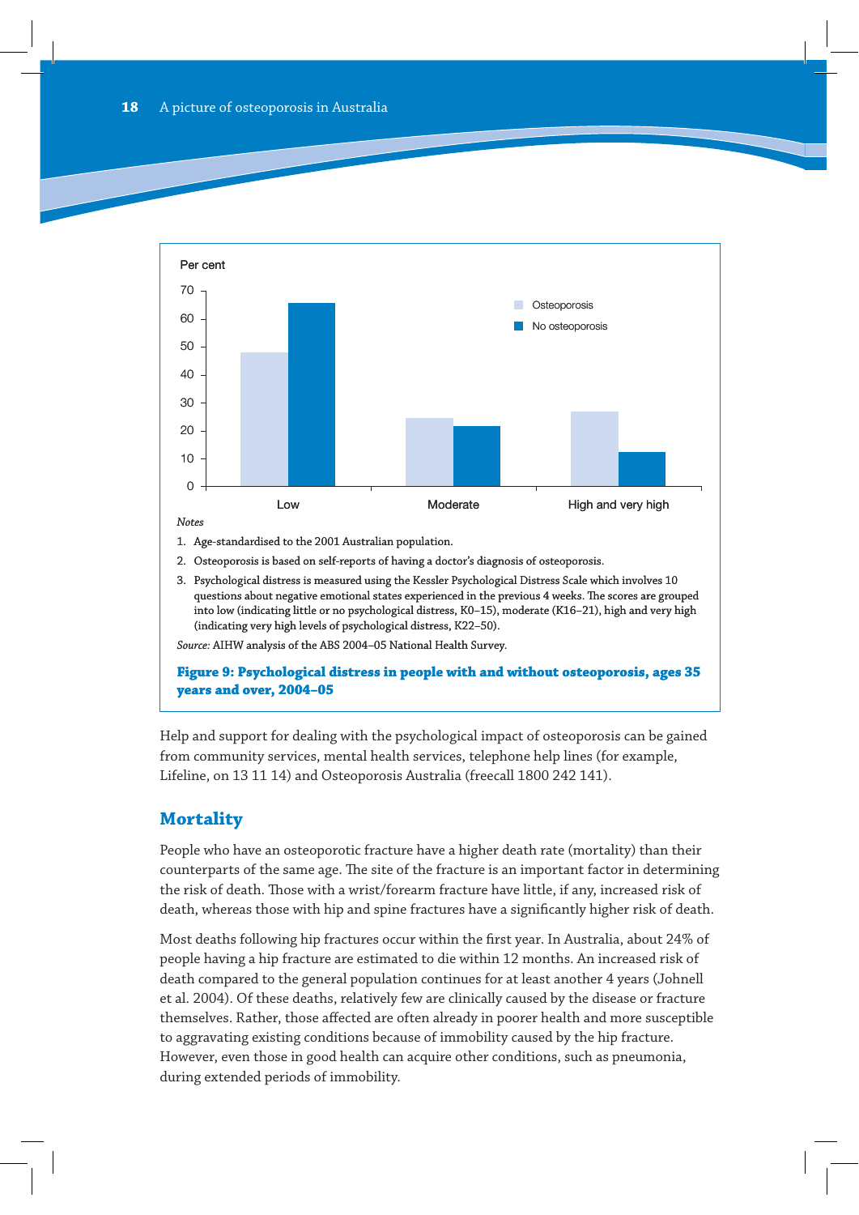Notes

1. Age-standardised to the 2001 Australian population.
2. Osteoporosis is based on self-reports of having a doctor's diagnosis of osteoporosis.
3. Psychological distress is measured using the Kessler Psychological Distress Scale which involves 10 questions about negative emotional states experienced in the previous 4 weeks. The scores are grouped into low (indicating little or no psychological distress, K0–15), moderate (K16–21), high and very high (indicating very high levels of psychological distress, K22–50).

*Source:* AIHW analysis of the ABS 2004–05 National Health Survey.

**Figure 9: Psychological distress in people with and without osteoporosis, ages 35 years and over, 2004–05**

Help and support for dealing with the psychological impact of osteoporosis can be gained from community services, mental health services, telephone help lines (for example, Lifeline, on 13 11 14) and Osteoporosis Australia (freecall 1800 242 141).

## Mortality

People who have an osteoporotic fracture have a higher death rate (mortality) than their counterparts of the same age. The site of the fracture is an important factor in determining the risk of death. Those with a wrist/forearm fracture have little, if any, increased risk of death, whereas those with hip and spine fractures have a significantly higher risk of death.

Most deaths following hip fractures occur within the first year. In Australia, about 24% of people having a hip fracture are estimated to die within 12 months. An increased risk of death compared to the general population continues for at least another 4 years (Johnell et al. 2004). Of these deaths, relatively few are clinically caused by the disease or fracture themselves. Rather, those affected are often already in poorer health and more susceptible to aggravating existing conditions because of immobility caused by the hip fracture. However, even those in good health can acquire other conditions, such as pneumonia, during extended periods of immobility.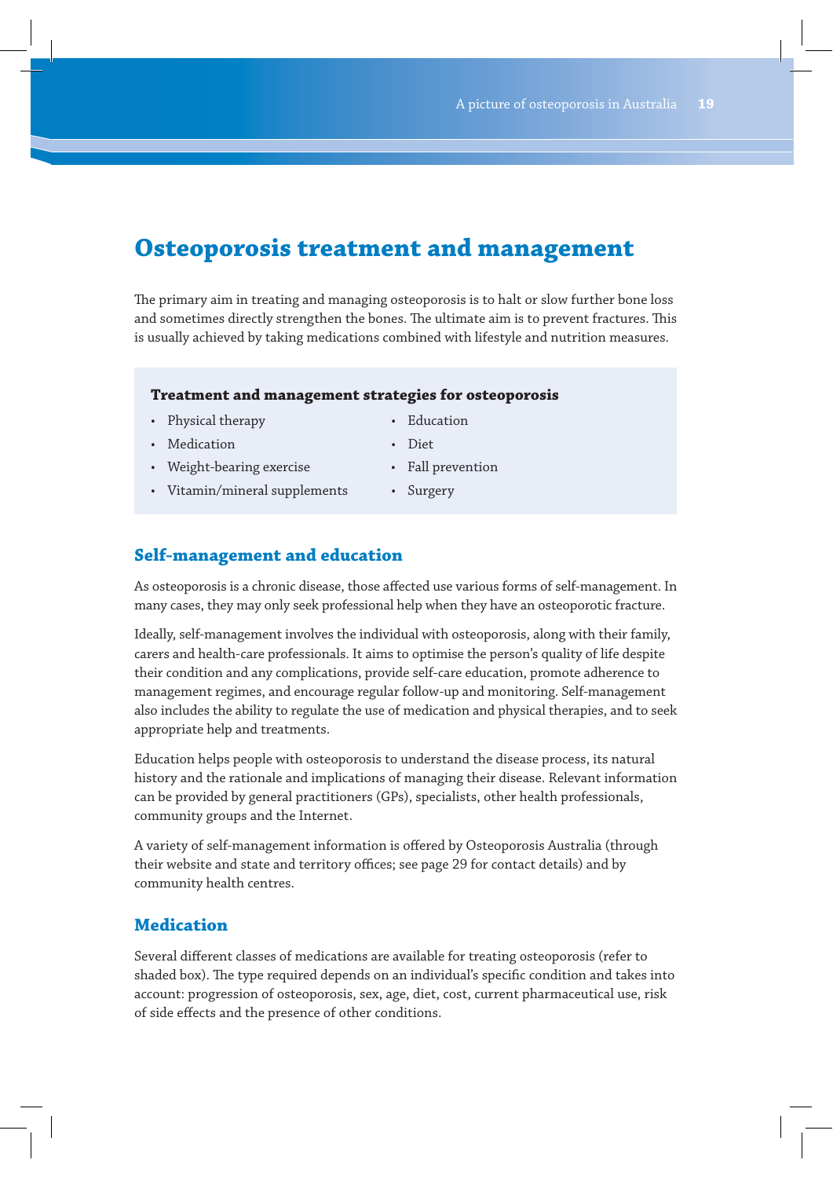# Osteoporosis treatment and management

The primary aim in treating and managing osteoporosis is to halt or slow further bone loss and sometimes directly strengthen the bones. The ultimate aim is to prevent fractures. This is usually achieved by taking medications combined with lifestyle and nutrition measures.

**Treatment and management strategies for osteoporosis**

- Physical therapy
- Medication
- Weight-bearing exercise
- Vitamin/mineral supplements
- Education
- Diet
- Fall prevention
- Surgery

## Self-management and education

As osteoporosis is a chronic disease, those affected use various forms of self-management. In many cases, they may only seek professional help when they have an osteoporotic fracture.

Ideally, self-management involves the individual with osteoporosis, along with their family, carers and health-care professionals. It aims to optimise the person's quality of life despite their condition and any complications, provide self-care education, promote adherence to management regimes, and encourage regular follow-up and monitoring. Self-management also includes the ability to regulate the use of medication and physical therapies, and to seek appropriate help and treatments.

Education helps people with osteoporosis to understand the disease process, its natural history and the rationale and implications of managing their disease. Relevant information can be provided by general practitioners (GPs), specialists, other health professionals, community groups and the Internet.

A variety of self-management information is offered by Osteoporosis Australia (through their website and state and territory offices; see page 29 for contact details) and by community health centres.

## Medication

Several different classes of medications are available for treating osteoporosis (refer to shaded box). The type required depends on an individual's specific condition and takes into account: progression of osteoporosis, sex, age, diet, cost, current pharmaceutical use, risk of side effects and the presence of other conditions.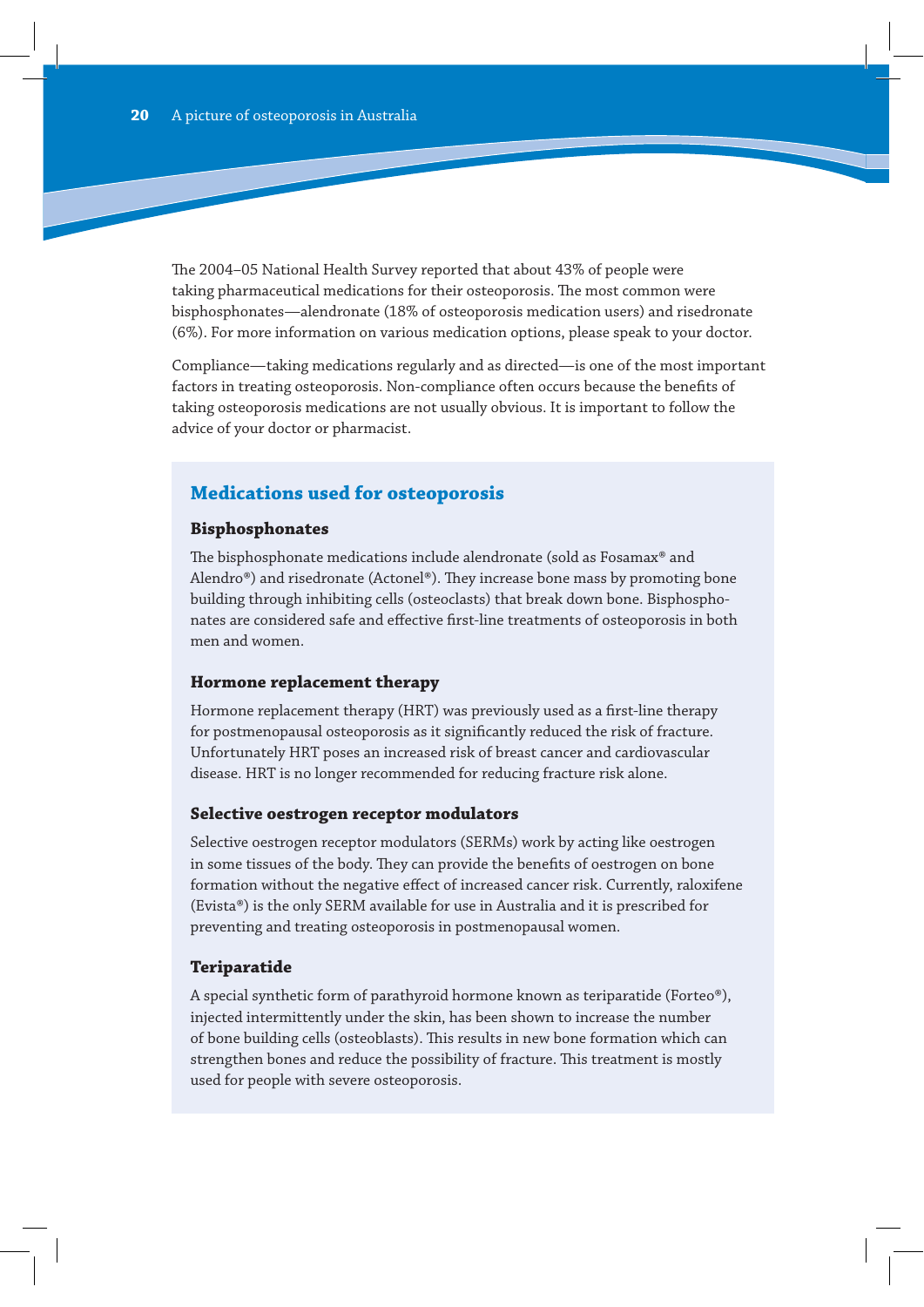The 2004–05 National Health Survey reported that about 43% of people were taking pharmaceutical medications for their osteoporosis. The most common were bisphosphonates—alendronate (18% of osteoporosis medication users) and risedronate (6%). For more information on various medication options, please speak to your doctor.

Compliance—taking medications regularly and as directed—is one of the most important factors in treating osteoporosis. Non-compliance often occurs because the benefits of taking osteoporosis medications are not usually obvious. It is important to follow the advice of your doctor or pharmacist.

## Medications used for osteoporosis

### Bisphosphonates

The bisphosphonate medications include alendronate (sold as Fosamax® and Alendro®) and risedronate (Actonel®). They increase bone mass by promoting bone building through inhibiting cells (osteoclasts) that break down bone. Bisphosphonates are considered safe and effective first-line treatments of osteoporosis in both men and women.

### Hormone replacement therapy

Hormone replacement therapy (HRT) was previously used as a first-line therapy for postmenopausal osteoporosis as it significantly reduced the risk of fracture. Unfortunately HRT poses an increased risk of breast cancer and cardiovascular disease. HRT is no longer recommended for reducing fracture risk alone.

### Selective oestrogen receptor modulators

Selective oestrogen receptor modulators (SERMs) work by acting like oestrogen in some tissues of the body. They can provide the benefits of oestrogen on bone formation without the negative effect of increased cancer risk. Currently, raloxifene (Evista®) is the only SERM available for use in Australia and it is prescribed for preventing and treating osteoporosis in postmenopausal women.

### Teriparatide

A special synthetic form of parathyroid hormone known as teriparatide (Forteo®), injected intermittently under the skin, has been shown to increase the number of bone building cells (osteoblasts). This results in new bone formation which can strengthen bones and reduce the possibility of fracture. This treatment is mostly used for people with severe osteoporosis.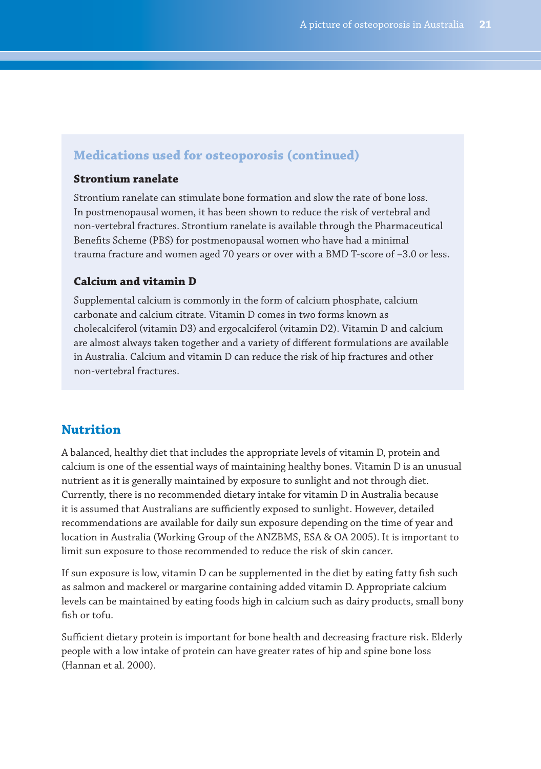## Medications used for osteoporosis (continued)

### Strontium ranelate

Strontium ranelate can stimulate bone formation and slow the rate of bone loss. In postmenopausal women, it has been shown to reduce the risk of vertebral and non-vertebral fractures. Strontium ranelate is available through the Pharmaceutical Benefits Scheme (PBS) for postmenopausal women who have had a minimal trauma fracture and women aged 70 years or over with a BMD T-score of –3.0 or less.

### Calcium and vitamin D

Supplemental calcium is commonly in the form of calcium phosphate, calcium carbonate and calcium citrate. Vitamin D comes in two forms known as cholecalciferol (vitamin D3) and ergocalciferol (vitamin D2). Vitamin D and calcium are almost always taken together and a variety of different formulations are available in Australia. Calcium and vitamin D can reduce the risk of hip fractures and other non-vertebral fractures.

## Nutrition

A balanced, healthy diet that includes the appropriate levels of vitamin D, protein and calcium is one of the essential ways of maintaining healthy bones. Vitamin D is an unusual nutrient as it is generally maintained by exposure to sunlight and not through diet. Currently, there is no recommended dietary intake for vitamin D in Australia because it is assumed that Australians are sufficiently exposed to sunlight. However, detailed recommendations are available for daily sun exposure depending on the time of year and location in Australia (Working Group of the ANZBMS, ESA & OA 2005). It is important to limit sun exposure to those recommended to reduce the risk of skin cancer.

If sun exposure is low, vitamin D can be supplemented in the diet by eating fatty fish such as salmon and mackerel or margarine containing added vitamin D. Appropriate calcium levels can be maintained by eating foods high in calcium such as dairy products, small bony fish or tofu.

Sufficient dietary protein is important for bone health and decreasing fracture risk. Elderly people with a low intake of protein can have greater rates of hip and spine bone loss (Hannan et al. 2000).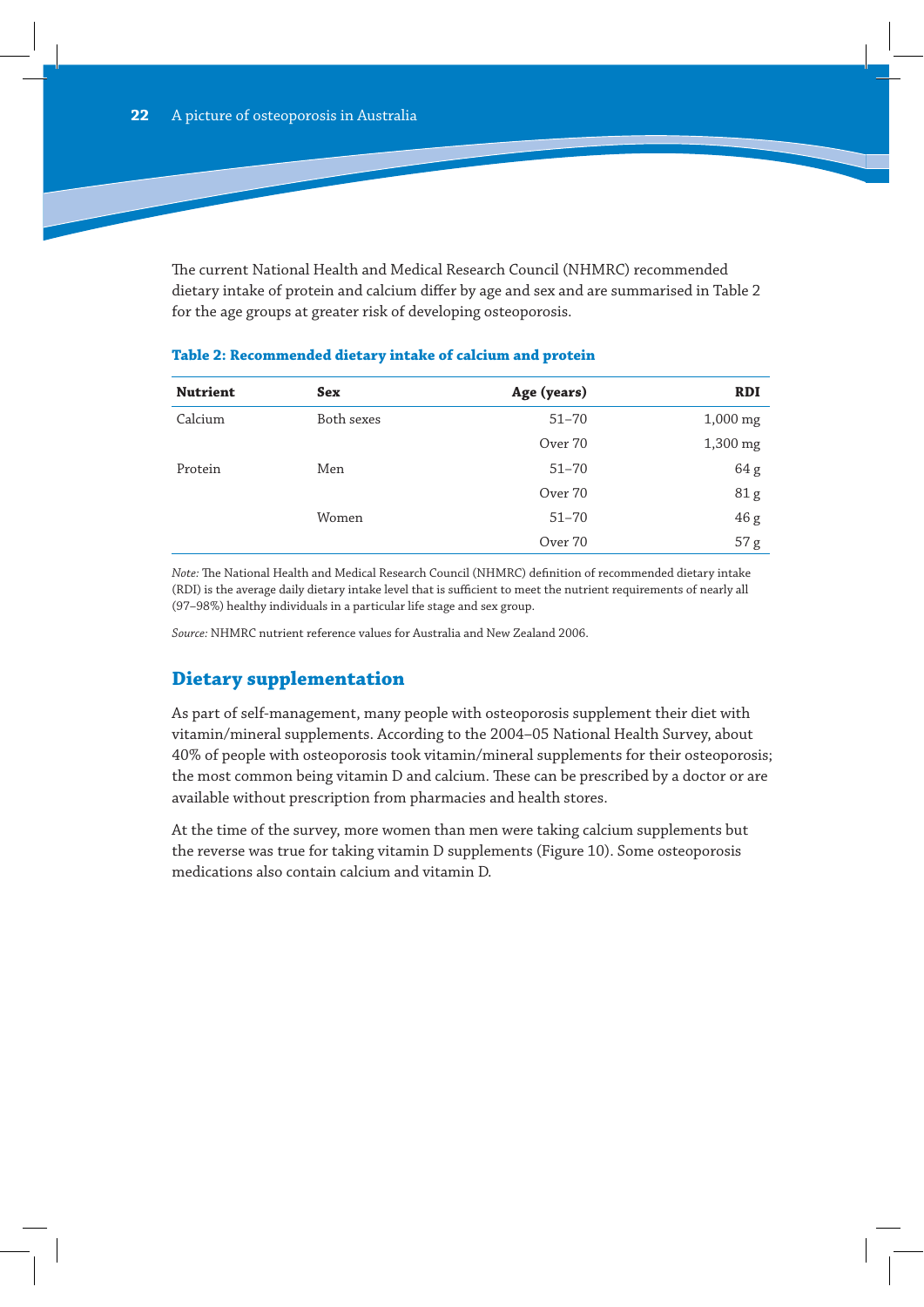The current National Health and Medical Research Council (NHMRC) recommended dietary intake of protein and calcium differ by age and sex and are summarised in Table 2 for the age groups at greater risk of developing osteoporosis.

**Table 2: Recommended dietary intake of calcium and protein**

| Nutrient | Sex | Age (years) | RDI |
|---|---|---|---|
| Calcium | Both sexes | 51–70 | 1,000 mg |
| | | Over 70 | 1,300 mg |
| Protein | Men | 51–70 | 64 g |
| | | Over 70 | 81 g |
| | Women | 51–70 | 46 g |
| | | Over 70 | 57 g |

*Note:* The National Health and Medical Research Council (NHMRC) definition of recommended dietary intake (RDI) is the average daily dietary intake level that is sufficient to meet the nutrient requirements of nearly all (97–98%) healthy individuals in a particular life stage and sex group.

*Source:* NHMRC nutrient reference values for Australia and New Zealand 2006.

## Dietary supplementation

As part of self-management, many people with osteoporosis supplement their diet with vitamin/mineral supplements. According to the 2004–05 National Health Survey, about 40% of people with osteoporosis took vitamin/mineral supplements for their osteoporosis; the most common being vitamin D and calcium. These can be prescribed by a doctor or are available without prescription from pharmacies and health stores.

At the time of the survey, more women than men were taking calcium supplements but the reverse was true for taking vitamin D supplements (Figure 10). Some osteoporosis medications also contain calcium and vitamin D.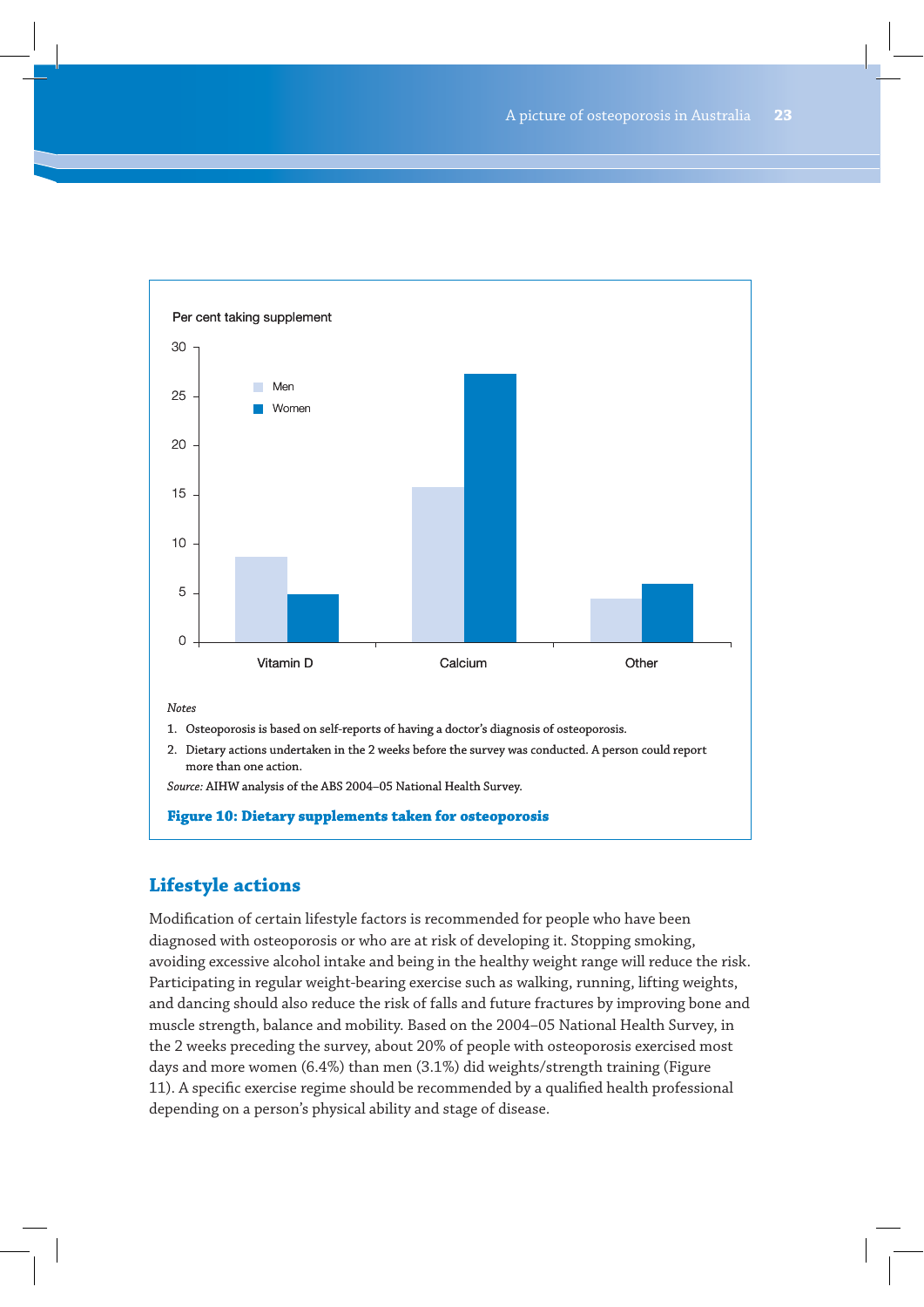Per cent taking supplement

Notes

1. Osteoporosis is based on self-reports of having a doctor's diagnosis of osteoporosis.
2. Dietary actions undertaken in the 2 weeks before the survey was conducted. A person could report more than one action.

*Source:* AIHW analysis of the ABS 2004–05 National Health Survey.

**Figure 10: Dietary supplements taken for osteoporosis**

## Lifestyle actions

Modification of certain lifestyle factors is recommended for people who have been diagnosed with osteoporosis or who are at risk of developing it. Stopping smoking, avoiding excessive alcohol intake and being in the healthy weight range will reduce the risk. Participating in regular weight-bearing exercise such as walking, running, lifting weights, and dancing should also reduce the risk of falls and future fractures by improving bone and muscle strength, balance and mobility. Based on the 2004–05 National Health Survey, in the 2 weeks preceding the survey, about 20% of people with osteoporosis exercised most days and more women (6.4%) than men (3.1%) did weights/strength training (Figure 11). A specific exercise regime should be recommended by a qualified health professional depending on a person's physical ability and stage of disease.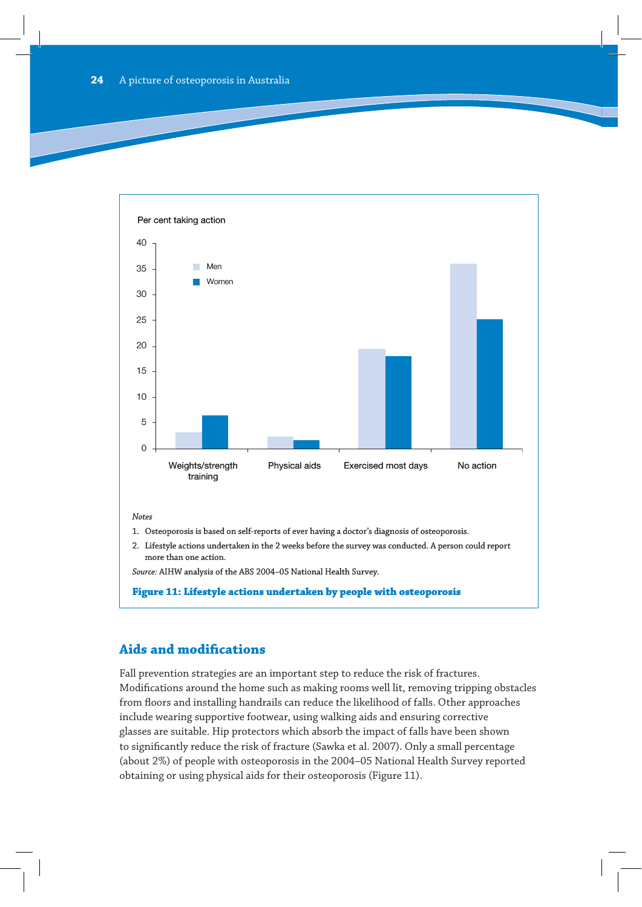Per cent taking action

| | Men | Women |
|---|---|---|
| Weights/strength training | 3 | 6.5 |
| Physical aids | 2.3 | 1.6 |
| Exercised most days | 19.5 | 18 |
| No action | 36 | 25.3 |

*Notes*

1. Osteoporosis is based on self-reports of ever having a doctor's diagnosis of osteoporosis.
2. Lifestyle actions undertaken in the 2 weeks before the survey was conducted. A person could report more than one action.

*Source:* AIHW analysis of the ABS 2004–05 National Health Survey.

**Figure 11: Lifestyle actions undertaken by people with osteoporosis**

## Aids and modifications

Fall prevention strategies are an important step to reduce the risk of fractures. Modifications around the home such as making rooms well lit, removing tripping obstacles from floors and installing handrails can reduce the likelihood of falls. Other approaches include wearing supportive footwear, using walking aids and ensuring corrective glasses are suitable. Hip protectors which absorb the impact of falls have been shown to significantly reduce the risk of fracture (Sawka et al. 2007). Only a small percentage (about 2%) of people with osteoporosis in the 2004–05 National Health Survey reported obtaining or using physical aids for their osteoporosis (Figure 11).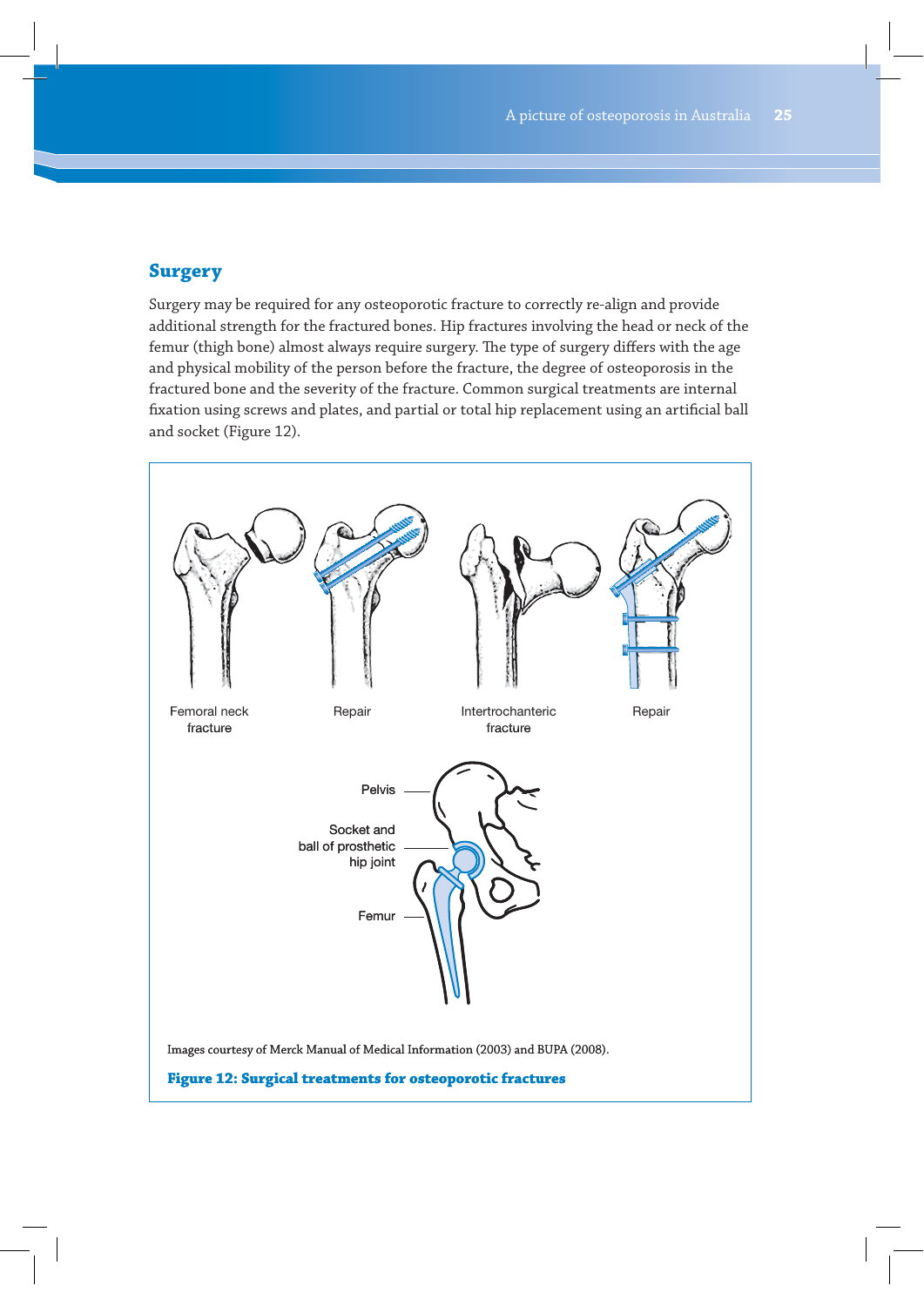## Surgery

Surgery may be required for any osteoporotic fracture to correctly re-align and provide additional strength for the fractured bones. Hip fractures involving the head or neck of the femur (thigh bone) almost always require surgery. The type of surgery differs with the age and physical mobility of the person before the fracture, the degree of osteoporosis in the fractured bone and the severity of the fracture. Common surgical treatments are internal fixation using screws and plates, and partial or total hip replacement using an artificial ball and socket (Figure 12).

Femoral neck fracture — Repair — Intertrochanteric fracture — Repair

Pelvis — Socket and ball of prosthetic hip joint — Femur

Images courtesy of Merck Manual of Medical Information (2003) and BUPA (2008).

**Figure 12: Surgical treatments for osteoporotic fractures**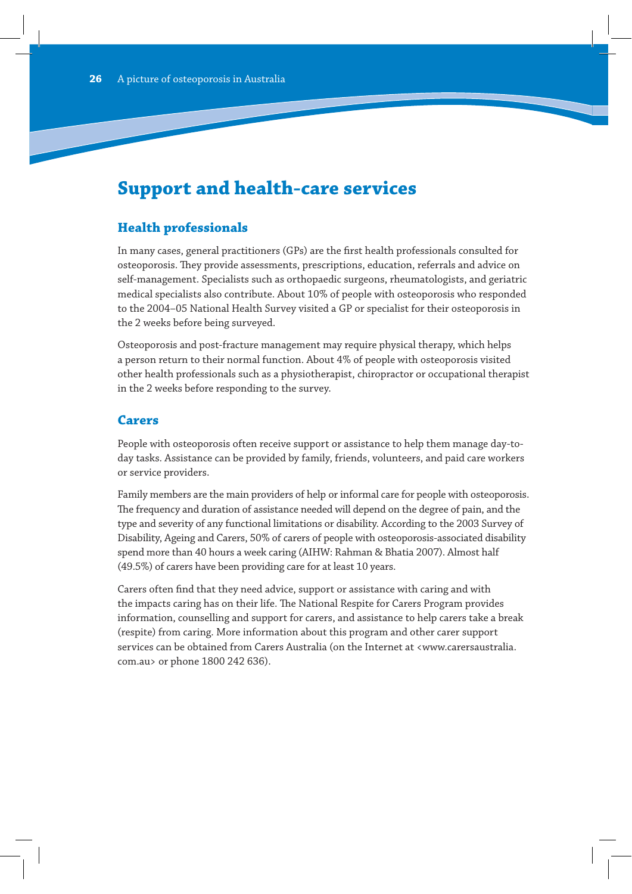# Support and health-care services

## Health professionals

In many cases, general practitioners (GPs) are the first health professionals consulted for osteoporosis. They provide assessments, prescriptions, education, referrals and advice on self-management. Specialists such as orthopaedic surgeons, rheumatologists, and geriatric medical specialists also contribute. About 10% of people with osteoporosis who responded to the 2004–05 National Health Survey visited a GP or specialist for their osteoporosis in the 2 weeks before being surveyed.

Osteoporosis and post-fracture management may require physical therapy, which helps a person return to their normal function. About 4% of people with osteoporosis visited other health professionals such as a physiotherapist, chiropractor or occupational therapist in the 2 weeks before responding to the survey.

## Carers

People with osteoporosis often receive support or assistance to help them manage day-to-day tasks. Assistance can be provided by family, friends, volunteers, and paid care workers or service providers.

Family members are the main providers of help or informal care for people with osteoporosis. The frequency and duration of assistance needed will depend on the degree of pain, and the type and severity of any functional limitations or disability. According to the 2003 Survey of Disability, Ageing and Carers, 50% of carers of people with osteoporosis-associated disability spend more than 40 hours a week caring (AIHW: Rahman & Bhatia 2007). Almost half (49.5%) of carers have been providing care for at least 10 years.

Carers often find that they need advice, support or assistance with caring and with the impacts caring has on their life. The National Respite for Carers Program provides information, counselling and support for carers, and assistance to help carers take a break (respite) from caring. More information about this program and other carer support services can be obtained from Carers Australia (on the Internet at <www.carersaustralia.com.au> or phone 1800 242 636).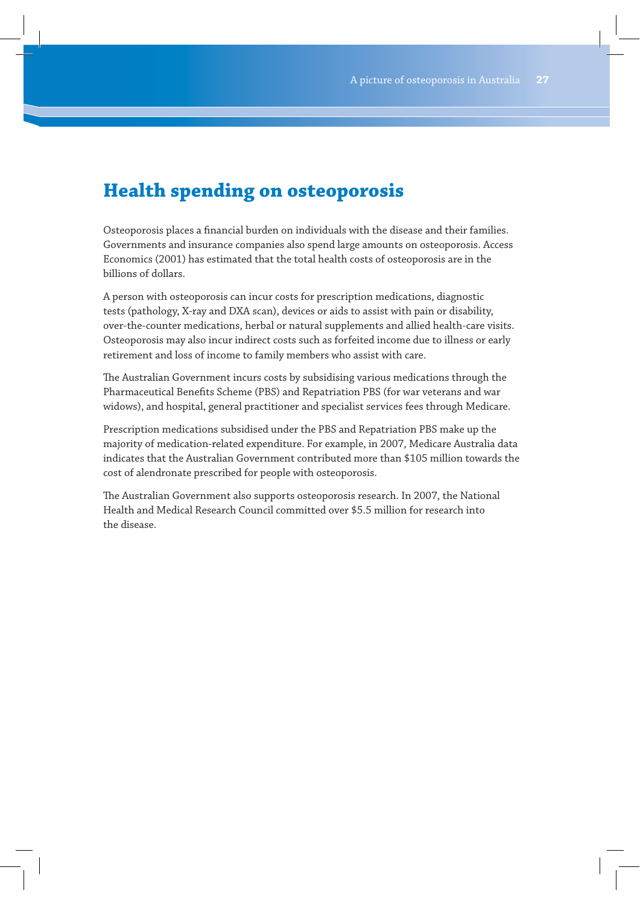## Health spending on osteoporosis

Osteoporosis places a financial burden on individuals with the disease and their families. Governments and insurance companies also spend large amounts on osteoporosis. Access Economics (2001) has estimated that the total health costs of osteoporosis are in the billions of dollars.

A person with osteoporosis can incur costs for prescription medications, diagnostic tests (pathology, X-ray and DXA scan), devices or aids to assist with pain or disability, over-the-counter medications, herbal or natural supplements and allied health-care visits. Osteoporosis may also incur indirect costs such as forfeited income due to illness or early retirement and loss of income to family members who assist with care.

The Australian Government incurs costs by subsidising various medications through the Pharmaceutical Benefits Scheme (PBS) and Repatriation PBS (for war veterans and war widows), and hospital, general practitioner and specialist services fees through Medicare.

Prescription medications subsidised under the PBS and Repatriation PBS make up the majority of medication-related expenditure. For example, in 2007, Medicare Australia data indicates that the Australian Government contributed more than $105 million towards the cost of alendronate prescribed for people with osteoporosis.

The Australian Government also supports osteoporosis research. In 2007, the National Health and Medical Research Council committed over $5.5 million for research into the disease.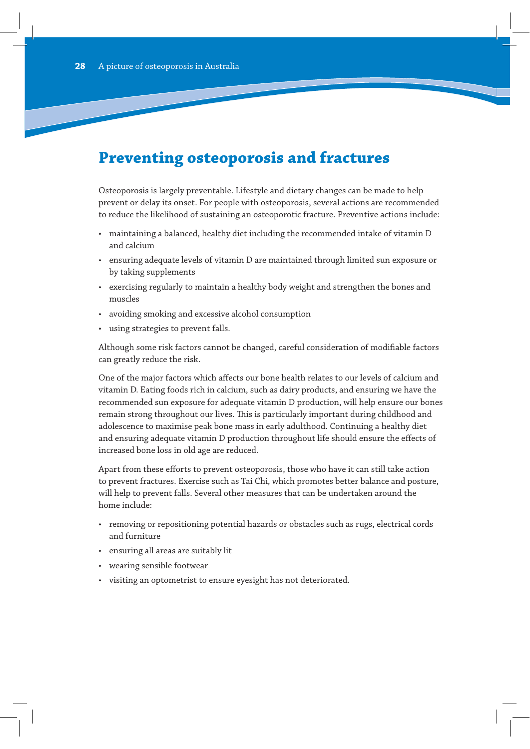# Preventing osteoporosis and fractures

Osteoporosis is largely preventable. Lifestyle and dietary changes can be made to help prevent or delay its onset. For people with osteoporosis, several actions are recommended to reduce the likelihood of sustaining an osteoporotic fracture. Preventive actions include:

- maintaining a balanced, healthy diet including the recommended intake of vitamin D and calcium
- ensuring adequate levels of vitamin D are maintained through limited sun exposure or by taking supplements
- exercising regularly to maintain a healthy body weight and strengthen the bones and muscles
- avoiding smoking and excessive alcohol consumption
- using strategies to prevent falls.

Although some risk factors cannot be changed, careful consideration of modifiable factors can greatly reduce the risk.

One of the major factors which affects our bone health relates to our levels of calcium and vitamin D. Eating foods rich in calcium, such as dairy products, and ensuring we have the recommended sun exposure for adequate vitamin D production, will help ensure our bones remain strong throughout our lives. This is particularly important during childhood and adolescence to maximise peak bone mass in early adulthood. Continuing a healthy diet and ensuring adequate vitamin D production throughout life should ensure the effects of increased bone loss in old age are reduced.

Apart from these efforts to prevent osteoporosis, those who have it can still take action to prevent fractures. Exercise such as Tai Chi, which promotes better balance and posture, will help to prevent falls. Several other measures that can be undertaken around the home include:

- removing or repositioning potential hazards or obstacles such as rugs, electrical cords and furniture
- ensuring all areas are suitably lit
- wearing sensible footwear
- visiting an optometrist to ensure eyesight has not deteriorated.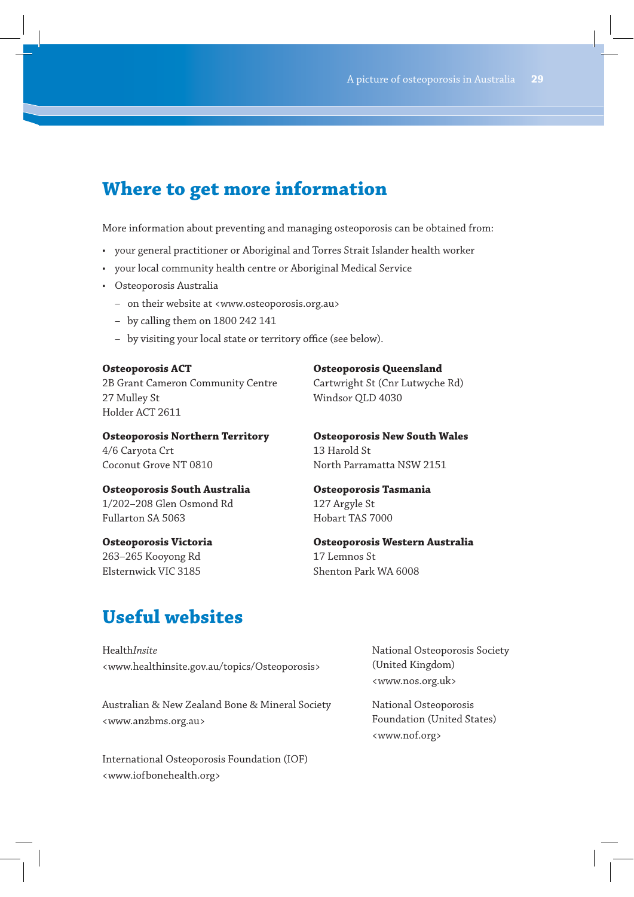## Where to get more information

More information about preventing and managing osteoporosis can be obtained from:

- your general practitioner or Aboriginal and Torres Strait Islander health worker
- your local community health centre or Aboriginal Medical Service
- Osteoporosis Australia
  - on their website at <www.osteoporosis.org.au>
  - by calling them on 1800 242 141
  - by visiting your local state or territory office (see below).

**Osteoporosis ACT**
2B Grant Cameron Community Centre
27 Mulley St
Holder ACT 2611

**Osteoporosis Northern Territory**
4/6 Caryota Crt
Coconut Grove NT 0810

**Osteoporosis South Australia**
1/202–208 Glen Osmond Rd
Fullarton SA 5063

**Osteoporosis Victoria**
263–265 Kooyong Rd
Elsternwick VIC 3185

**Osteoporosis Queensland**
Cartwright St (Cnr Lutwyche Rd)
Windsor QLD 4030

**Osteoporosis New South Wales**
13 Harold St
North Parramatta NSW 2151

**Osteoporosis Tasmania**
127 Argyle St
Hobart TAS 7000

**Osteoporosis Western Australia**
17 Lemnos St
Shenton Park WA 6008

## Useful websites

Health*Insite*
<www.healthinsite.gov.au/topics/Osteoporosis>

Australian & New Zealand Bone & Mineral Society
<www.anzbms.org.au>

International Osteoporosis Foundation (IOF)
<www.iofbonehealth.org>

National Osteoporosis Society (United Kingdom)
<www.nos.org.uk>

National Osteoporosis Foundation (United States)
<www.nof.org>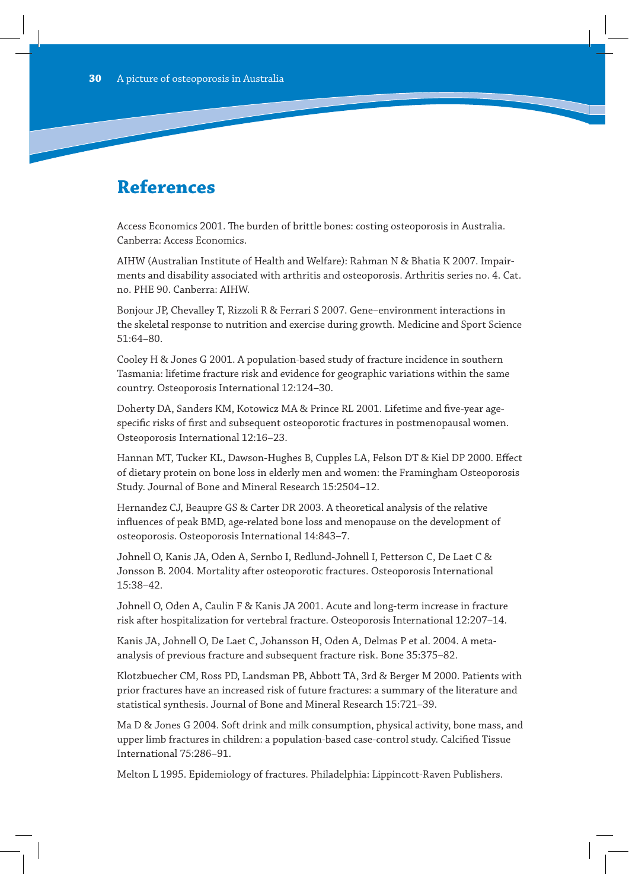# References

Access Economics 2001. The burden of brittle bones: costing osteoporosis in Australia. Canberra: Access Economics.

AIHW (Australian Institute of Health and Welfare): Rahman N & Bhatia K 2007. Impairments and disability associated with arthritis and osteoporosis. Arthritis series no. 4. Cat. no. PHE 90. Canberra: AIHW.

Bonjour JP, Chevalley T, Rizzoli R & Ferrari S 2007. Gene–environment interactions in the skeletal response to nutrition and exercise during growth. Medicine and Sport Science 51:64–80.

Cooley H & Jones G 2001. A population-based study of fracture incidence in southern Tasmania: lifetime fracture risk and evidence for geographic variations within the same country. Osteoporosis International 12:124–30.

Doherty DA, Sanders KM, Kotowicz MA & Prince RL 2001. Lifetime and five-year age-specific risks of first and subsequent osteoporotic fractures in postmenopausal women. Osteoporosis International 12:16–23.

Hannan MT, Tucker KL, Dawson-Hughes B, Cupples LA, Felson DT & Kiel DP 2000. Effect of dietary protein on bone loss in elderly men and women: the Framingham Osteoporosis Study. Journal of Bone and Mineral Research 15:2504–12.

Hernandez CJ, Beaupre GS & Carter DR 2003. A theoretical analysis of the relative influences of peak BMD, age-related bone loss and menopause on the development of osteoporosis. Osteoporosis International 14:843–7.

Johnell O, Kanis JA, Oden A, Sernbo I, Redlund-Johnell I, Petterson C, De Laet C & Jonsson B. 2004. Mortality after osteoporotic fractures. Osteoporosis International 15:38–42.

Johnell O, Oden A, Caulin F & Kanis JA 2001. Acute and long-term increase in fracture risk after hospitalization for vertebral fracture. Osteoporosis International 12:207–14.

Kanis JA, Johnell O, De Laet C, Johansson H, Oden A, Delmas P et al. 2004. A meta-analysis of previous fracture and subsequent fracture risk. Bone 35:375–82.

Klotzbuecher CM, Ross PD, Landsman PB, Abbott TA, 3rd & Berger M 2000. Patients with prior fractures have an increased risk of future fractures: a summary of the literature and statistical synthesis. Journal of Bone and Mineral Research 15:721–39.

Ma D & Jones G 2004. Soft drink and milk consumption, physical activity, bone mass, and upper limb fractures in children: a population-based case-control study. Calcified Tissue International 75:286–91.

Melton L 1995. Epidemiology of fractures. Philadelphia: Lippincott-Raven Publishers.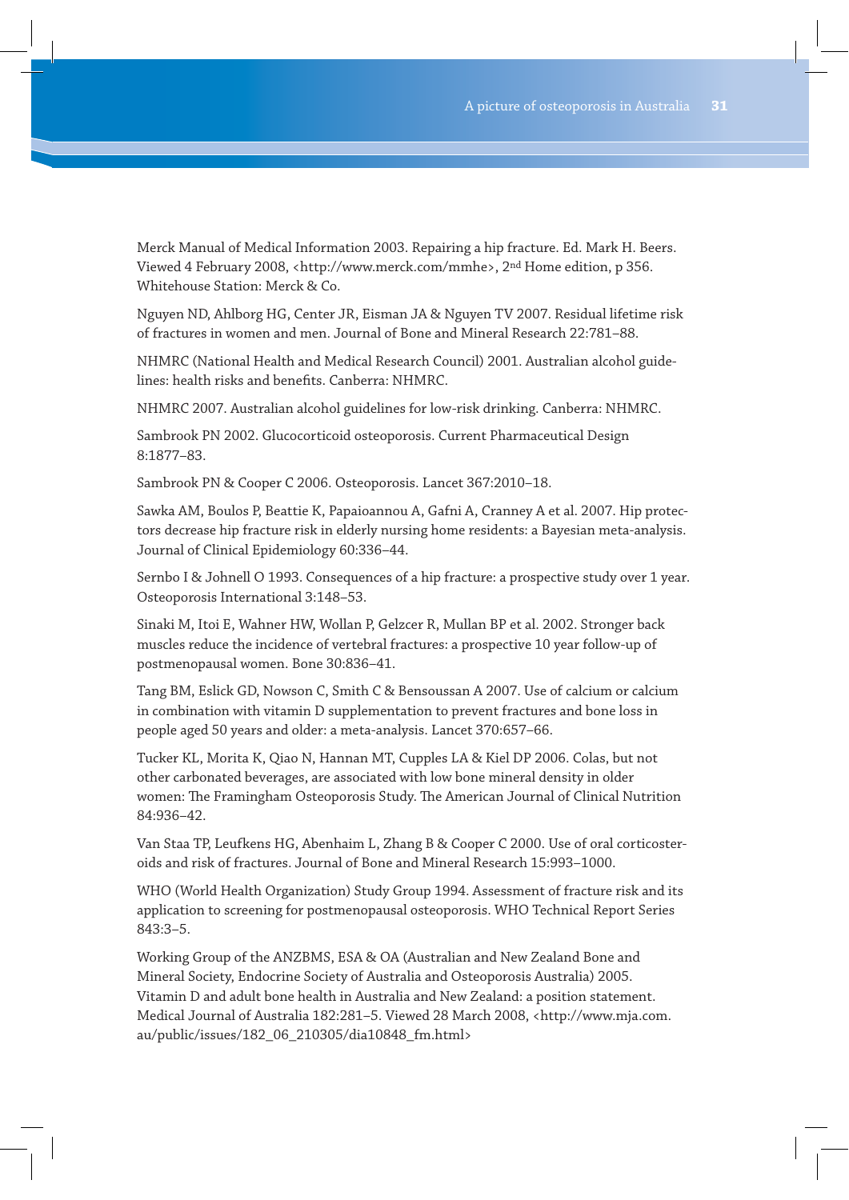Merck Manual of Medical Information 2003. Repairing a hip fracture. Ed. Mark H. Beers. Viewed 4 February 2008, <http://www.merck.com/mmhe>, 2nd Home edition, p 356. Whitehouse Station: Merck & Co.

Nguyen ND, Ahlborg HG, Center JR, Eisman JA & Nguyen TV 2007. Residual lifetime risk of fractures in women and men. Journal of Bone and Mineral Research 22:781–88.

NHMRC (National Health and Medical Research Council) 2001. Australian alcohol guidelines: health risks and benefits. Canberra: NHMRC.

NHMRC 2007. Australian alcohol guidelines for low-risk drinking. Canberra: NHMRC.

Sambrook PN 2002. Glucocorticoid osteoporosis. Current Pharmaceutical Design 8:1877–83.

Sambrook PN & Cooper C 2006. Osteoporosis. Lancet 367:2010–18.

Sawka AM, Boulos P, Beattie K, Papaioannou A, Gafni A, Cranney A et al. 2007. Hip protectors decrease hip fracture risk in elderly nursing home residents: a Bayesian meta-analysis. Journal of Clinical Epidemiology 60:336–44.

Sernbo I & Johnell O 1993. Consequences of a hip fracture: a prospective study over 1 year. Osteoporosis International 3:148–53.

Sinaki M, Itoi E, Wahner HW, Wollan P, Gelzcer R, Mullan BP et al. 2002. Stronger back muscles reduce the incidence of vertebral fractures: a prospective 10 year follow-up of postmenopausal women. Bone 30:836–41.

Tang BM, Eslick GD, Nowson C, Smith C & Bensoussan A 2007. Use of calcium or calcium in combination with vitamin D supplementation to prevent fractures and bone loss in people aged 50 years and older: a meta-analysis. Lancet 370:657–66.

Tucker KL, Morita K, Qiao N, Hannan MT, Cupples LA & Kiel DP 2006. Colas, but not other carbonated beverages, are associated with low bone mineral density in older women: The Framingham Osteoporosis Study. The American Journal of Clinical Nutrition 84:936–42.

Van Staa TP, Leufkens HG, Abenhaim L, Zhang B & Cooper C 2000. Use of oral corticosteroids and risk of fractures. Journal of Bone and Mineral Research 15:993–1000.

WHO (World Health Organization) Study Group 1994. Assessment of fracture risk and its application to screening for postmenopausal osteoporosis. WHO Technical Report Series 843:3–5.

Working Group of the ANZBMS, ESA & OA (Australian and New Zealand Bone and Mineral Society, Endocrine Society of Australia and Osteoporosis Australia) 2005. Vitamin D and adult bone health in Australia and New Zealand: a position statement. Medical Journal of Australia 182:281–5. Viewed 28 March 2008, <http://www.mja.com.au/public/issues/182_06_210305/dia10848_fm.html>